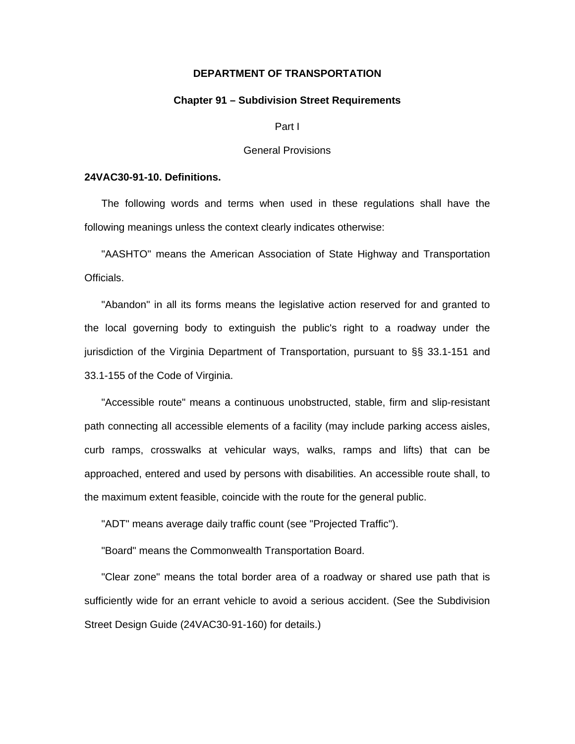# DEPARTMENT OF TRANSPORTATION

## Chapter 91 – Subdivision Street Requirements

Part I

General Provisions

### 24VAC30-91-10. Definitions.

The following words and terms when used in these regulations shall have the following meanings unless the context clearly indicates otherwise:

"AASHTO" means the American Association of State Highway and Transportation Officials.

"Abandon" in all its forms means the legislative action reserved for and granted to the local governing body to extinguish the public's right to a roadway under the jurisdiction of the Virginia Department of Transportation, pursuant to §§ 33.1-151 and 33.1-155 of the Code of Virginia.

"Accessible route" means a continuous unobstructed, stable, firm and slip-resistant path connecting all accessible elements of a facility (may include parking access aisles, curb ramps, crosswalks at vehicular ways, walks, ramps and lifts) that can be approached, entered and used by persons with disabilities. An accessible route shall, to the maximum extent feasible, coincide with the route for the general public.

"ADT" means average daily traffic count (see "Projected Traffic").

"Board" means the Commonwealth Transportation Board.

"Clear zone" means the total border area of a roadway or shared use path that is sufficiently wide for an errant vehicle to avoid a serious accident. (See the Subdivision Street Design Guide (24VAC30-91-160) for details.)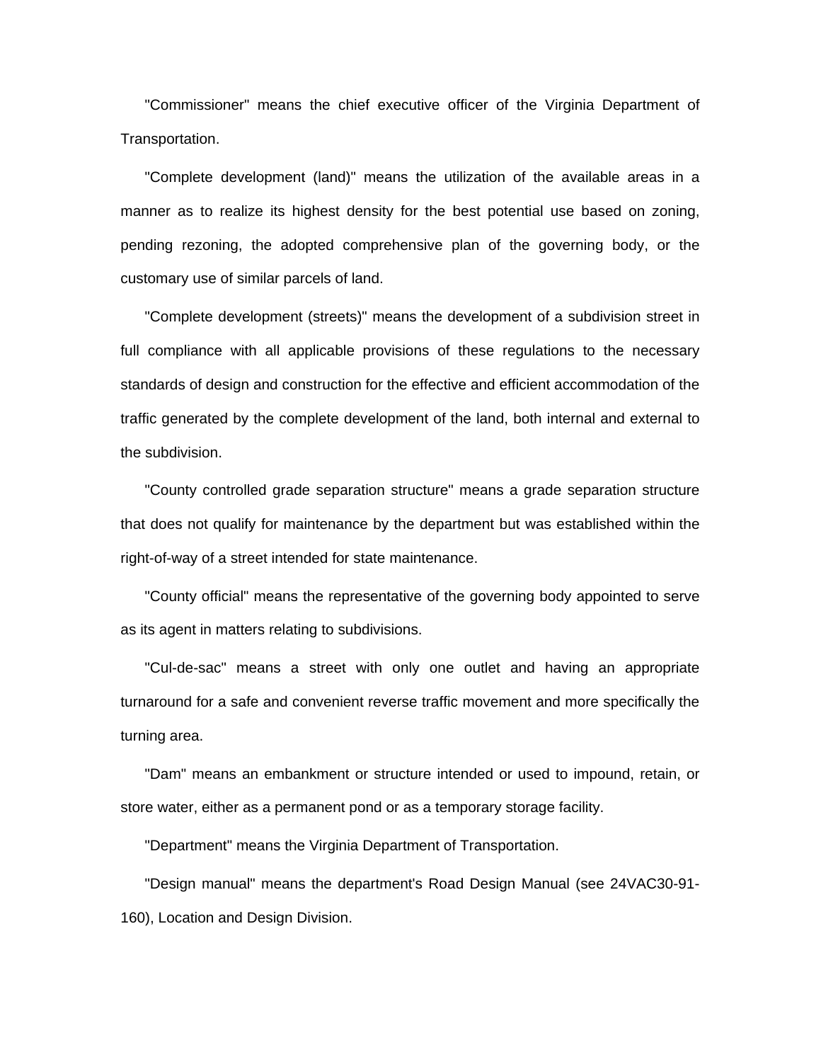"Commissioner" means the chief executive officer of the Virginia Department of Transportation.

"Complete development (land)" means the utilization of the available areas in a manner as to realize its highest density for the best potential use based on zoning, pending rezoning, the adopted comprehensive plan of the governing body, or the customary use of similar parcels of land.

"Complete development (streets)" means the development of a subdivision street in full compliance with all applicable provisions of these regulations to the necessary standards of design and construction for the effective and efficient accommodation of the traffic generated by the complete development of the land, both internal and external to the subdivision.

"County controlled grade separation structure" means a grade separation structure that does not qualify for maintenance by the department but was established within the right-of-way of a street intended for state maintenance.

"County official" means the representative of the governing body appointed to serve as its agent in matters relating to subdivisions.

"Cul-de-sac" means a street with only one outlet and having an appropriate turnaround for a safe and convenient reverse traffic movement and more specifically the turning area.

"Dam" means an embankment or structure intended or used to impound, retain, or store water, either as a permanent pond or as a temporary storage facility.

"Department" means the Virginia Department of Transportation.

"Design manual" means the department's Road Design Manual (see 24VAC30-91-160), Location and Design Division.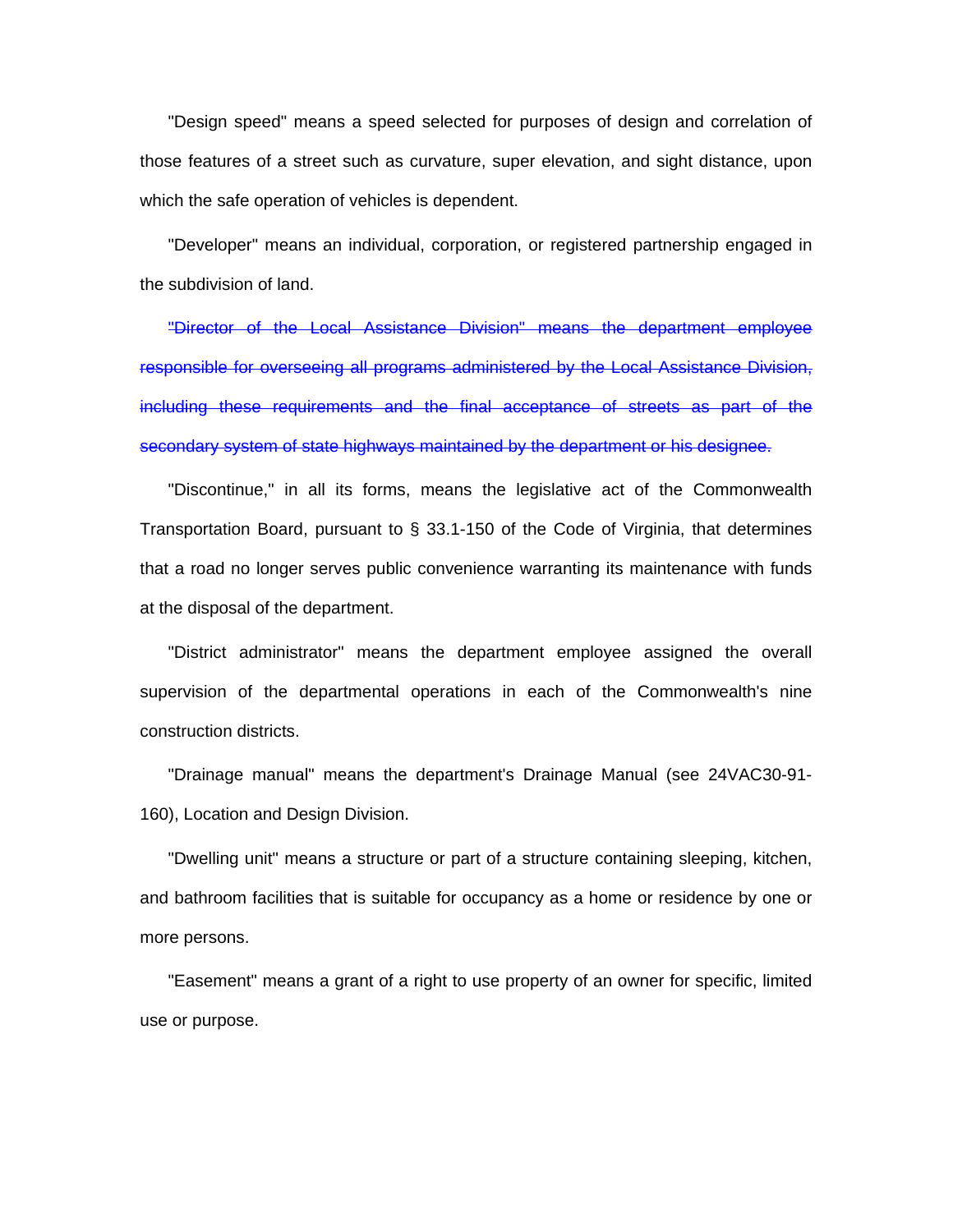"Design speed" means a speed selected for purposes of design and correlation of those features of a street such as curvature, super elevation, and sight distance, upon which the safe operation of vehicles is dependent.

"Developer" means an individual, corporation, or registered partnership engaged in the subdivision of land.

~~"Director of the Local Assistance Division" means the department employee responsible for overseeing all programs administered by the Local Assistance Division, including these requirements and the final acceptance of streets as part of the secondary system of state highways maintained by the department or his designee.~~

"Discontinue," in all its forms, means the legislative act of the Commonwealth Transportation Board, pursuant to § 33.1-150 of the Code of Virginia, that determines that a road no longer serves public convenience warranting its maintenance with funds at the disposal of the department.

"District administrator" means the department employee assigned the overall supervision of the departmental operations in each of the Commonwealth's nine construction districts.

"Drainage manual" means the department's Drainage Manual (see 24VAC30-91-160), Location and Design Division.

"Dwelling unit" means a structure or part of a structure containing sleeping, kitchen, and bathroom facilities that is suitable for occupancy as a home or residence by one or more persons.

"Easement" means a grant of a right to use property of an owner for specific, limited use or purpose.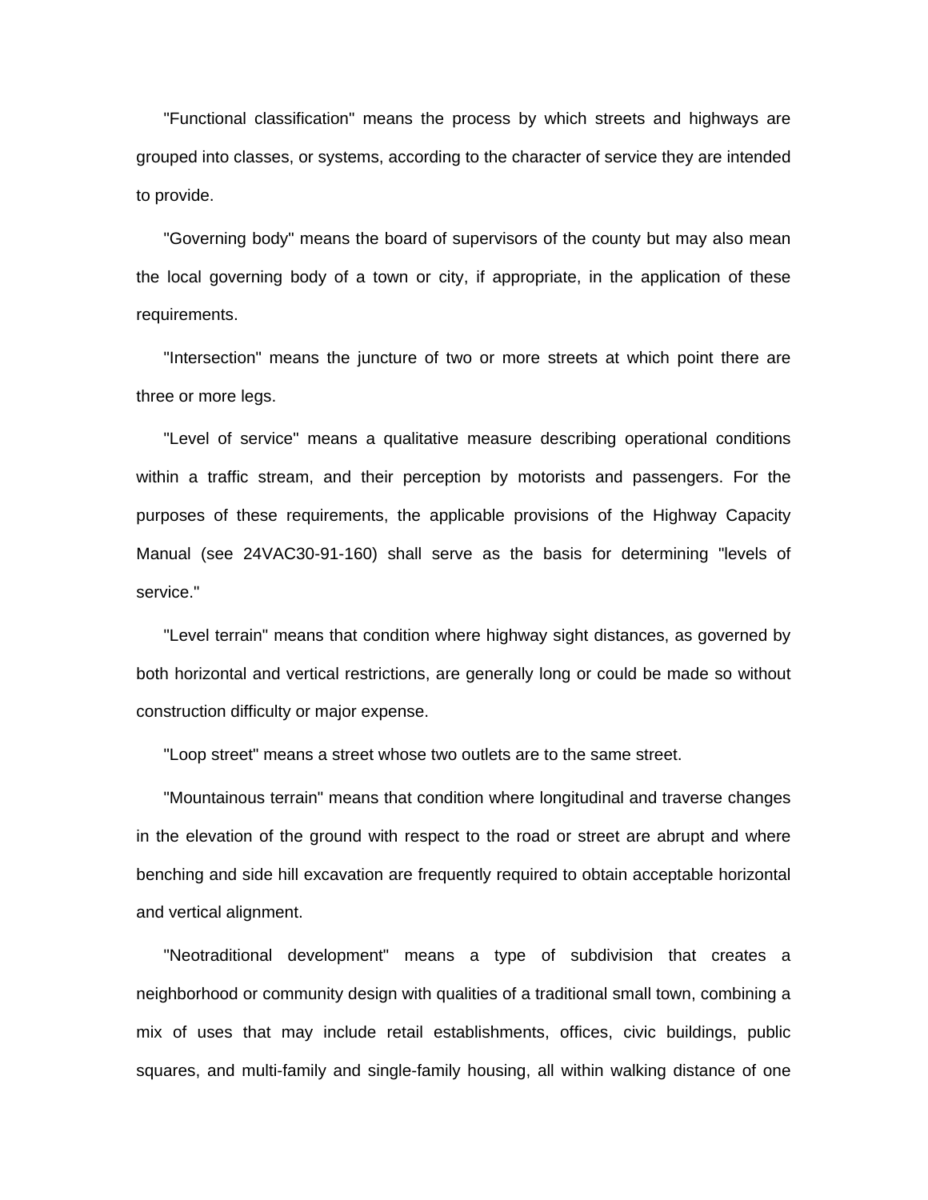"Functional classification" means the process by which streets and highways are grouped into classes, or systems, according to the character of service they are intended to provide.

"Governing body" means the board of supervisors of the county but may also mean the local governing body of a town or city, if appropriate, in the application of these requirements.

"Intersection" means the juncture of two or more streets at which point there are three or more legs.

"Level of service" means a qualitative measure describing operational conditions within a traffic stream, and their perception by motorists and passengers. For the purposes of these requirements, the applicable provisions of the Highway Capacity Manual (see 24VAC30-91-160) shall serve as the basis for determining "levels of service."

"Level terrain" means that condition where highway sight distances, as governed by both horizontal and vertical restrictions, are generally long or could be made so without construction difficulty or major expense.

"Loop street" means a street whose two outlets are to the same street.

"Mountainous terrain" means that condition where longitudinal and traverse changes in the elevation of the ground with respect to the road or street are abrupt and where benching and side hill excavation are frequently required to obtain acceptable horizontal and vertical alignment.

"Neotraditional development" means a type of subdivision that creates a neighborhood or community design with qualities of a traditional small town, combining a mix of uses that may include retail establishments, offices, civic buildings, public squares, and multi-family and single-family housing, all within walking distance of one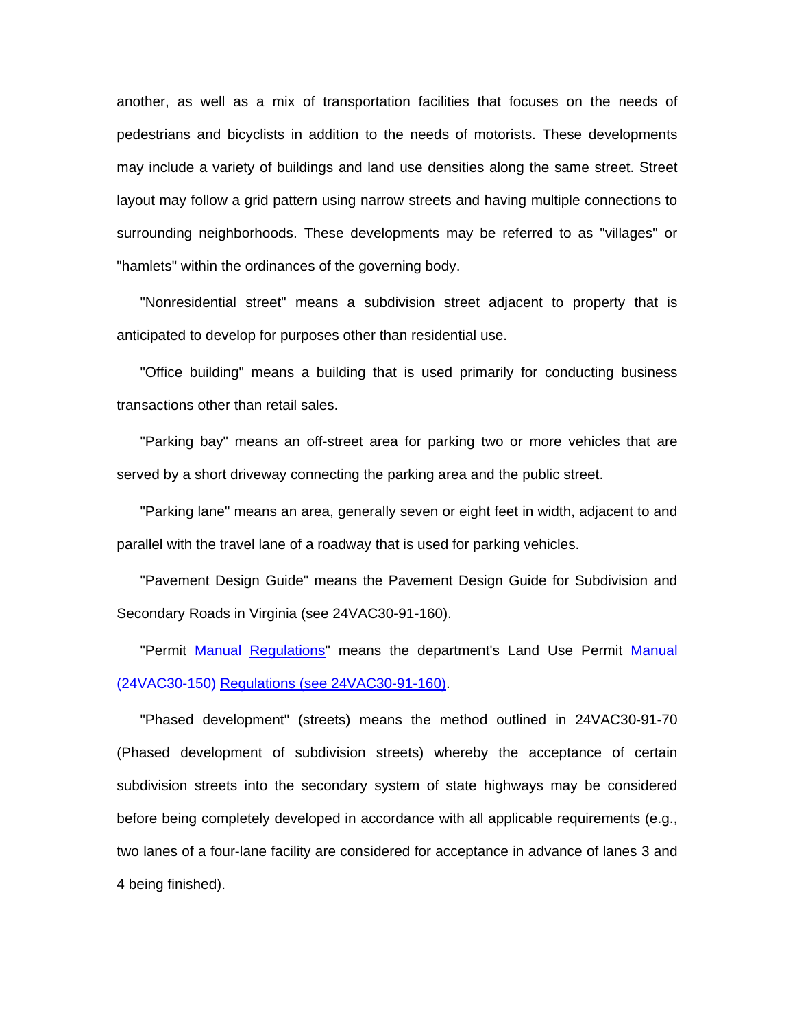another, as well as a mix of transportation facilities that focuses on the needs of pedestrians and bicyclists in addition to the needs of motorists. These developments may include a variety of buildings and land use densities along the same street. Street layout may follow a grid pattern using narrow streets and having multiple connections to surrounding neighborhoods. These developments may be referred to as "villages" or "hamlets" within the ordinances of the governing body.

"Nonresidential street" means a subdivision street adjacent to property that is anticipated to develop for purposes other than residential use.

"Office building" means a building that is used primarily for conducting business transactions other than retail sales.

"Parking bay" means an off-street area for parking two or more vehicles that are served by a short driveway connecting the parking area and the public street.

"Parking lane" means an area, generally seven or eight feet in width, adjacent to and parallel with the travel lane of a roadway that is used for parking vehicles.

"Pavement Design Guide" means the Pavement Design Guide for Subdivision and Secondary Roads in Virginia (see 24VAC30-91-160).

"Permit ~~Manual~~ <u>Regulations</u>" means the department's Land Use Permit ~~Manual (24VAC30-150)~~ <u>Regulations (see 24VAC30-91-160)</u>.

"Phased development" (streets) means the method outlined in 24VAC30-91-70 (Phased development of subdivision streets) whereby the acceptance of certain subdivision streets into the secondary system of state highways may be considered before being completely developed in accordance with all applicable requirements (e.g., two lanes of a four-lane facility are considered for acceptance in advance of lanes 3 and 4 being finished).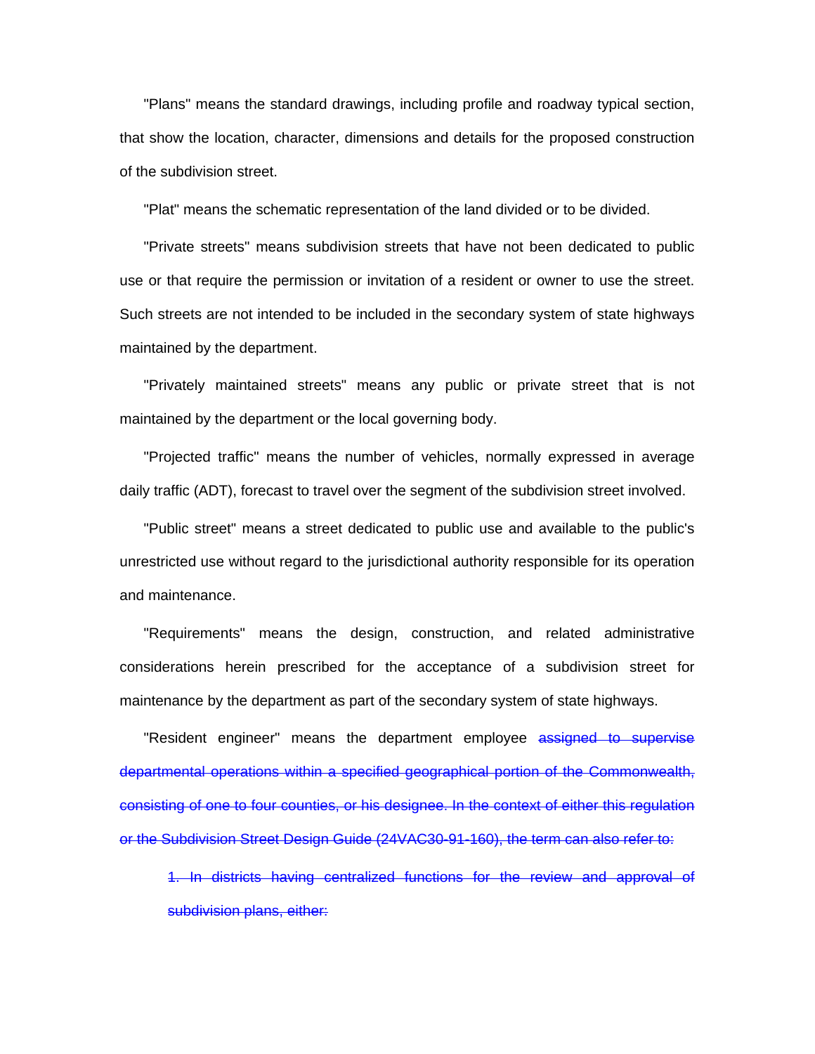"Plans" means the standard drawings, including profile and roadway typical section, that show the location, character, dimensions and details for the proposed construction of the subdivision street.

"Plat" means the schematic representation of the land divided or to be divided.

"Private streets" means subdivision streets that have not been dedicated to public use or that require the permission or invitation of a resident or owner to use the street. Such streets are not intended to be included in the secondary system of state highways maintained by the department.

"Privately maintained streets" means any public or private street that is not maintained by the department or the local governing body.

"Projected traffic" means the number of vehicles, normally expressed in average daily traffic (ADT), forecast to travel over the segment of the subdivision street involved.

"Public street" means a street dedicated to public use and available to the public's unrestricted use without regard to the jurisdictional authority responsible for its operation and maintenance.

"Requirements" means the design, construction, and related administrative considerations herein prescribed for the acceptance of a subdivision street for maintenance by the department as part of the secondary system of state highways.

"Resident engineer" means the department employee ~~assigned to supervise departmental operations within a specified geographical portion of the Commonwealth, consisting of one to four counties, or his designee. In the context of either this regulation or the Subdivision Street Design Guide (24VAC30-91-160), the term can also refer to:~~

~~1. In districts having centralized functions for the review and approval of subdivision plans, either:~~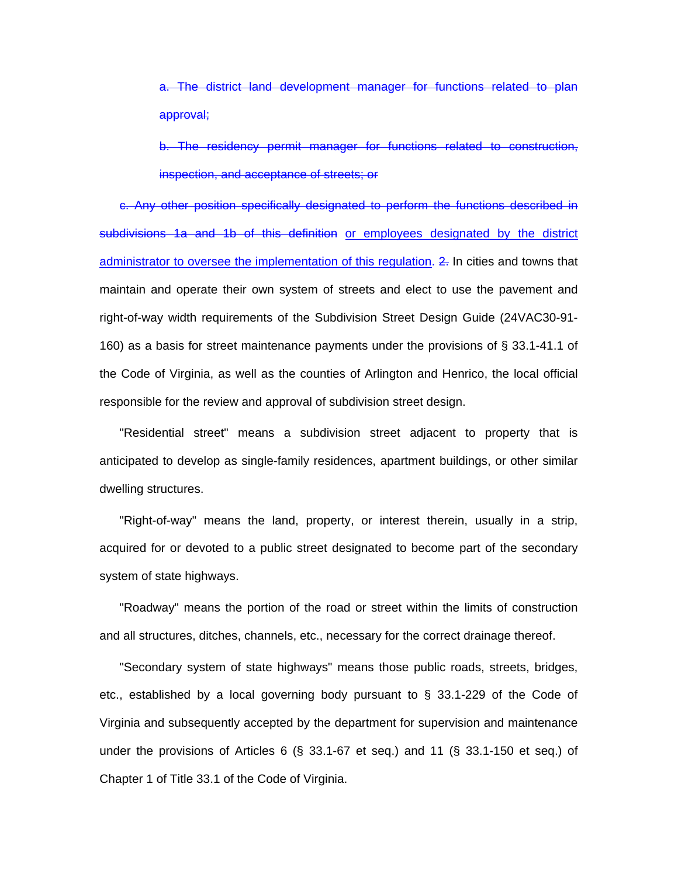~~a. The district land development manager for functions related to plan approval;~~

~~b. The residency permit manager for functions related to construction, inspection, and acceptance of streets; or~~

~~c. Any other position specifically designated to perform the functions described in subdivisions 1a and 1b of this definition~~ <u>or employees designated by the district administrator to oversee the implementation of this regulation</u>. ~~2.~~ In cities and towns that maintain and operate their own system of streets and elect to use the pavement and right-of-way width requirements of the Subdivision Street Design Guide (24VAC30-91-160) as a basis for street maintenance payments under the provisions of § 33.1-41.1 of the Code of Virginia, as well as the counties of Arlington and Henrico, the local official responsible for the review and approval of subdivision street design.

"Residential street" means a subdivision street adjacent to property that is anticipated to develop as single-family residences, apartment buildings, or other similar dwelling structures.

"Right-of-way" means the land, property, or interest therein, usually in a strip, acquired for or devoted to a public street designated to become part of the secondary system of state highways.

"Roadway" means the portion of the road or street within the limits of construction and all structures, ditches, channels, etc., necessary for the correct drainage thereof.

"Secondary system of state highways" means those public roads, streets, bridges, etc., established by a local governing body pursuant to § 33.1-229 of the Code of Virginia and subsequently accepted by the department for supervision and maintenance under the provisions of Articles 6 (§ 33.1-67 et seq.) and 11 (§ 33.1-150 et seq.) of Chapter 1 of Title 33.1 of the Code of Virginia.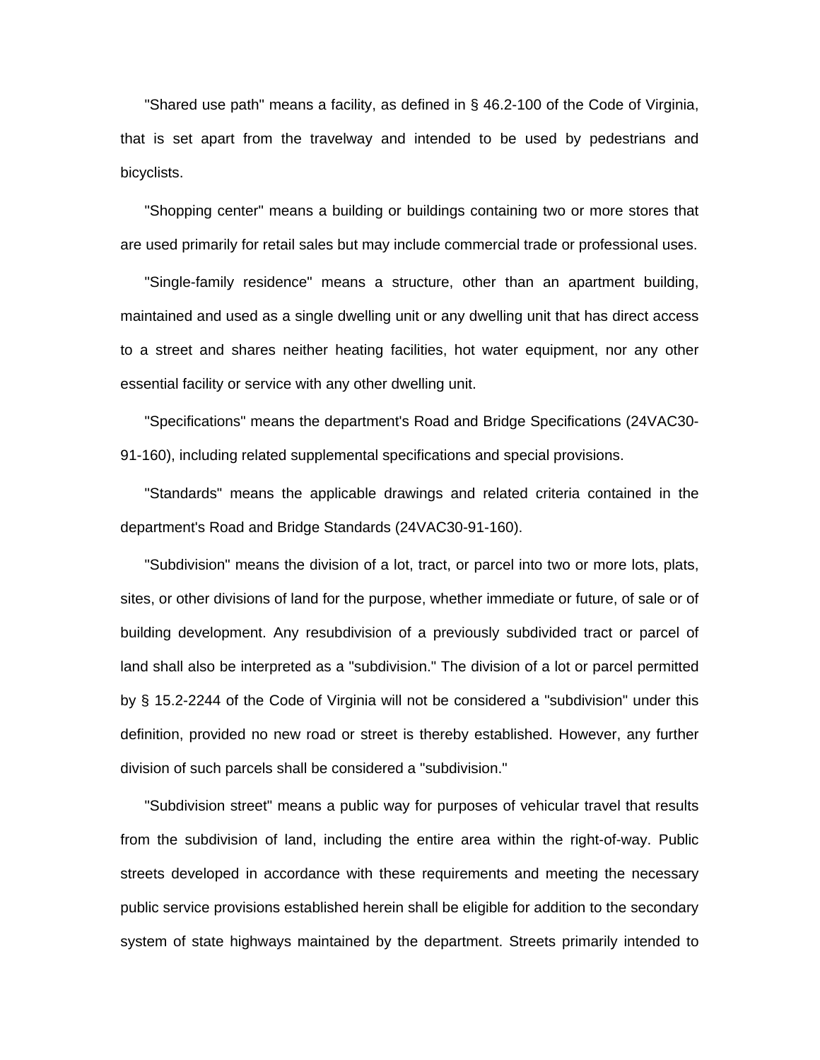"Shared use path" means a facility, as defined in § 46.2-100 of the Code of Virginia, that is set apart from the travelway and intended to be used by pedestrians and bicyclists.

"Shopping center" means a building or buildings containing two or more stores that are used primarily for retail sales but may include commercial trade or professional uses.

"Single-family residence" means a structure, other than an apartment building, maintained and used as a single dwelling unit or any dwelling unit that has direct access to a street and shares neither heating facilities, hot water equipment, nor any other essential facility or service with any other dwelling unit.

"Specifications" means the department's Road and Bridge Specifications (24VAC30-91-160), including related supplemental specifications and special provisions.

"Standards" means the applicable drawings and related criteria contained in the department's Road and Bridge Standards (24VAC30-91-160).

"Subdivision" means the division of a lot, tract, or parcel into two or more lots, plats, sites, or other divisions of land for the purpose, whether immediate or future, of sale or of building development. Any resubdivision of a previously subdivided tract or parcel of land shall also be interpreted as a "subdivision." The division of a lot or parcel permitted by § 15.2-2244 of the Code of Virginia will not be considered a "subdivision" under this definition, provided no new road or street is thereby established. However, any further division of such parcels shall be considered a "subdivision."

"Subdivision street" means a public way for purposes of vehicular travel that results from the subdivision of land, including the entire area within the right-of-way. Public streets developed in accordance with these requirements and meeting the necessary public service provisions established herein shall be eligible for addition to the secondary system of state highways maintained by the department. Streets primarily intended to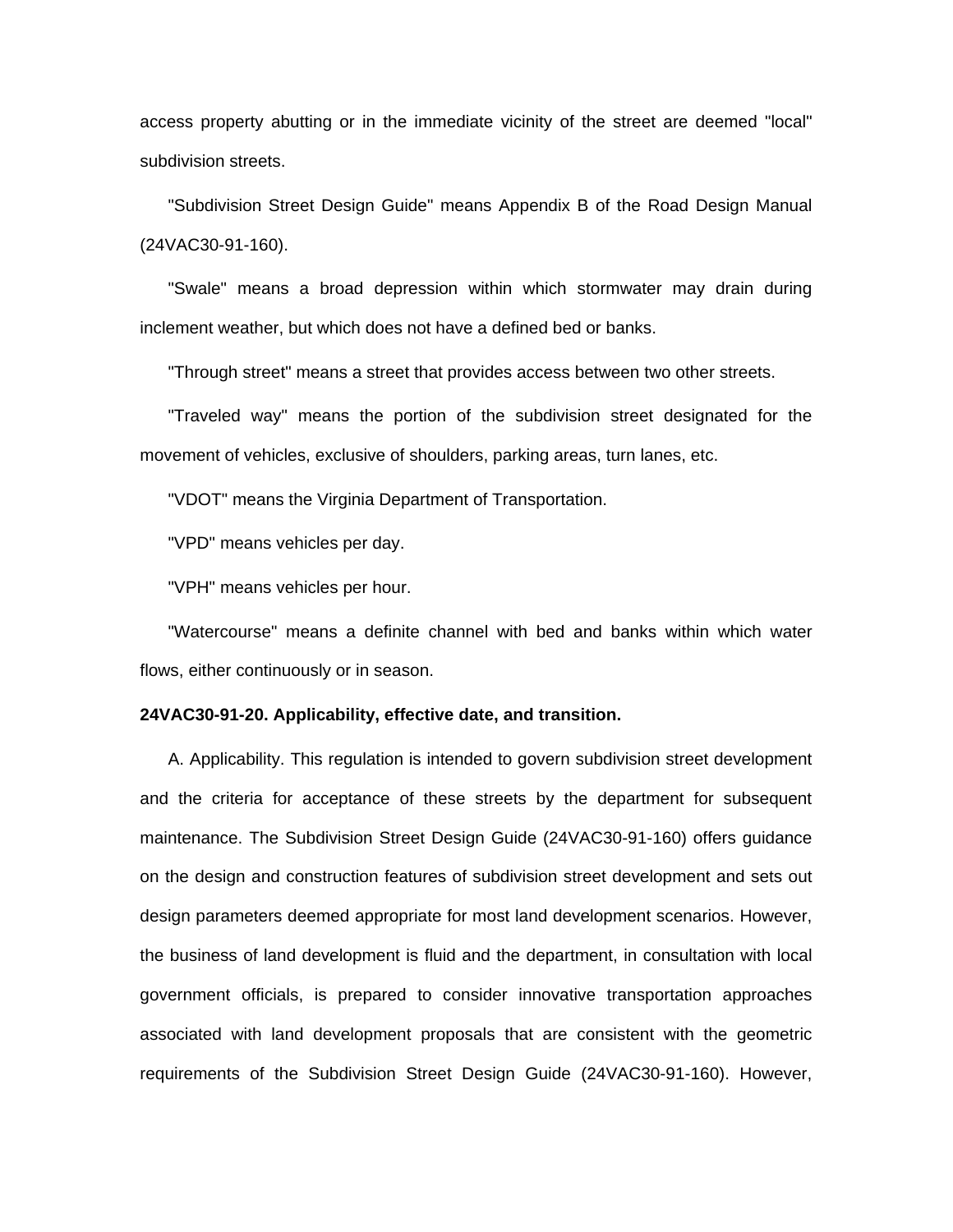access property abutting or in the immediate vicinity of the street are deemed "local" subdivision streets.

"Subdivision Street Design Guide" means Appendix B of the Road Design Manual (24VAC30-91-160).

"Swale" means a broad depression within which stormwater may drain during inclement weather, but which does not have a defined bed or banks.

"Through street" means a street that provides access between two other streets.

"Traveled way" means the portion of the subdivision street designated for the movement of vehicles, exclusive of shoulders, parking areas, turn lanes, etc.

"VDOT" means the Virginia Department of Transportation.

"VPD" means vehicles per day.

"VPH" means vehicles per hour.

"Watercourse" means a definite channel with bed and banks within which water flows, either continuously or in season.

**24VAC30-91-20. Applicability, effective date, and transition.**

A. Applicability. This regulation is intended to govern subdivision street development and the criteria for acceptance of these streets by the department for subsequent maintenance. The Subdivision Street Design Guide (24VAC30-91-160) offers guidance on the design and construction features of subdivision street development and sets out design parameters deemed appropriate for most land development scenarios. However, the business of land development is fluid and the department, in consultation with local government officials, is prepared to consider innovative transportation approaches associated with land development proposals that are consistent with the geometric requirements of the Subdivision Street Design Guide (24VAC30-91-160). However,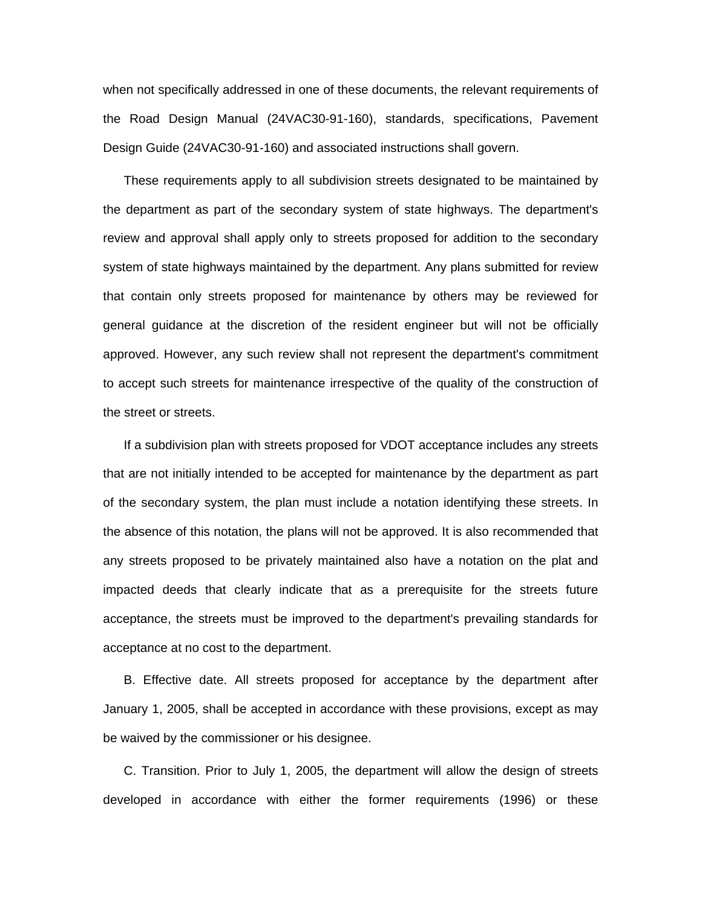when not specifically addressed in one of these documents, the relevant requirements of the Road Design Manual (24VAC30-91-160), standards, specifications, Pavement Design Guide (24VAC30-91-160) and associated instructions shall govern.

These requirements apply to all subdivision streets designated to be maintained by the department as part of the secondary system of state highways. The department's review and approval shall apply only to streets proposed for addition to the secondary system of state highways maintained by the department. Any plans submitted for review that contain only streets proposed for maintenance by others may be reviewed for general guidance at the discretion of the resident engineer but will not be officially approved. However, any such review shall not represent the department's commitment to accept such streets for maintenance irrespective of the quality of the construction of the street or streets.

If a subdivision plan with streets proposed for VDOT acceptance includes any streets that are not initially intended to be accepted for maintenance by the department as part of the secondary system, the plan must include a notation identifying these streets. In the absence of this notation, the plans will not be approved. It is also recommended that any streets proposed to be privately maintained also have a notation on the plat and impacted deeds that clearly indicate that as a prerequisite for the streets future acceptance, the streets must be improved to the department's prevailing standards for acceptance at no cost to the department.

B. Effective date. All streets proposed for acceptance by the department after January 1, 2005, shall be accepted in accordance with these provisions, except as may be waived by the commissioner or his designee.

C. Transition. Prior to July 1, 2005, the department will allow the design of streets developed in accordance with either the former requirements (1996) or these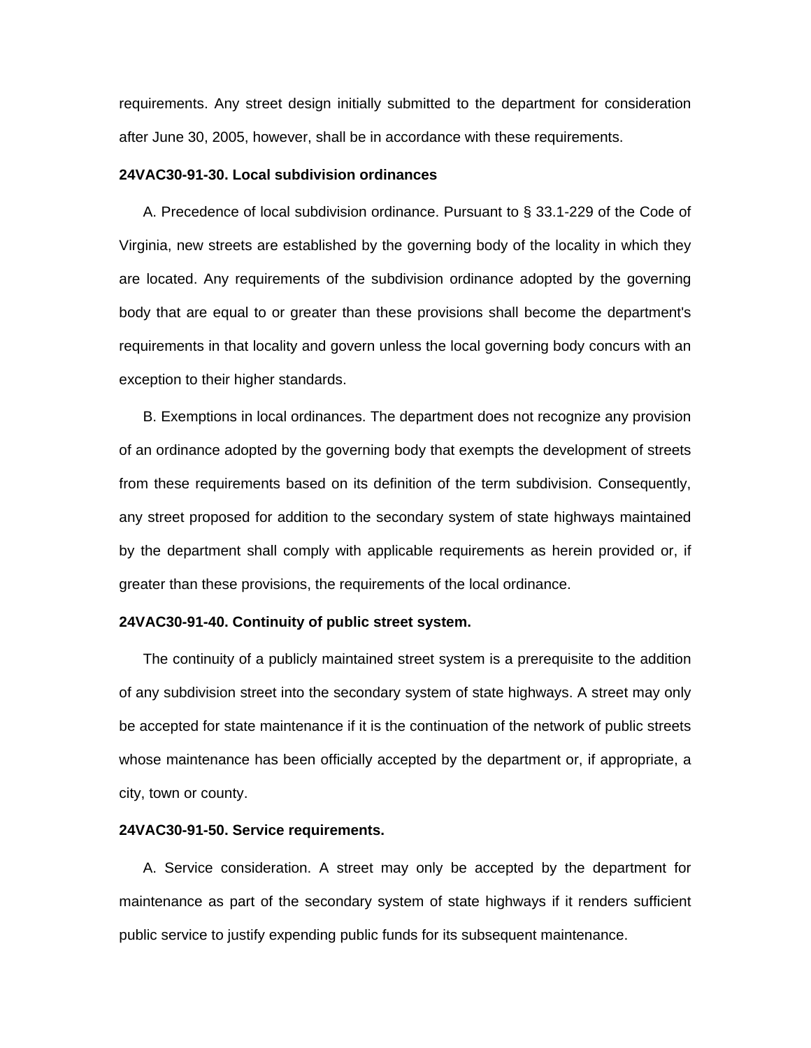requirements. Any street design initially submitted to the department for consideration after June 30, 2005, however, shall be in accordance with these requirements.

**24VAC30-91-30. Local subdivision ordinances**

A. Precedence of local subdivision ordinance. Pursuant to § 33.1-229 of the Code of Virginia, new streets are established by the governing body of the locality in which they are located. Any requirements of the subdivision ordinance adopted by the governing body that are equal to or greater than these provisions shall become the department's requirements in that locality and govern unless the local governing body concurs with an exception to their higher standards.

B. Exemptions in local ordinances. The department does not recognize any provision of an ordinance adopted by the governing body that exempts the development of streets from these requirements based on its definition of the term subdivision. Consequently, any street proposed for addition to the secondary system of state highways maintained by the department shall comply with applicable requirements as herein provided or, if greater than these provisions, the requirements of the local ordinance.

**24VAC30-91-40. Continuity of public street system.**

The continuity of a publicly maintained street system is a prerequisite to the addition of any subdivision street into the secondary system of state highways. A street may only be accepted for state maintenance if it is the continuation of the network of public streets whose maintenance has been officially accepted by the department or, if appropriate, a city, town or county.

**24VAC30-91-50. Service requirements.**

A. Service consideration. A street may only be accepted by the department for maintenance as part of the secondary system of state highways if it renders sufficient public service to justify expending public funds for its subsequent maintenance.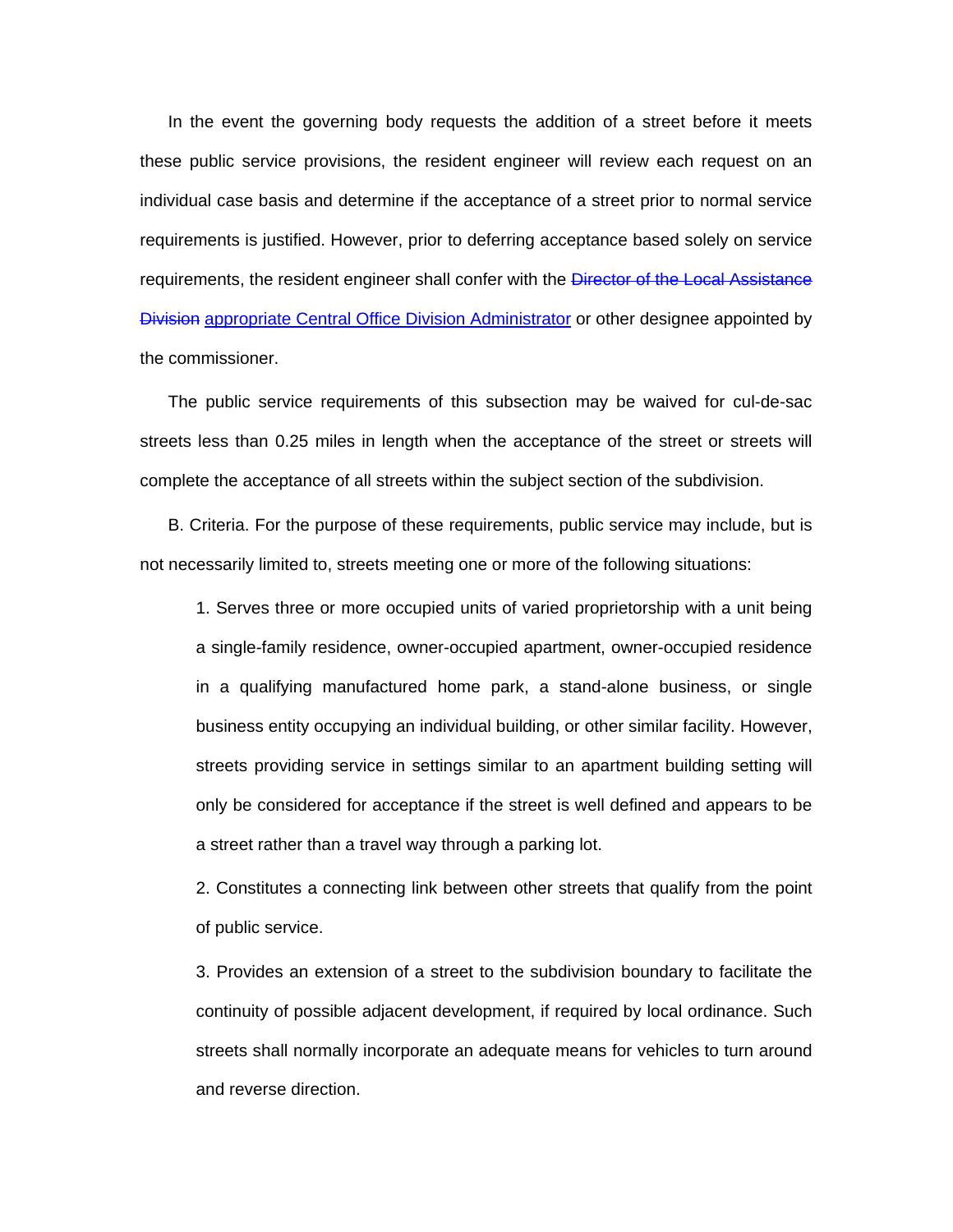In the event the governing body requests the addition of a street before it meets these public service provisions, the resident engineer will review each request on an individual case basis and determine if the acceptance of a street prior to normal service requirements is justified. However, prior to deferring acceptance based solely on service requirements, the resident engineer shall confer with the ~~Director of the Local Assistance Division~~ appropriate Central Office Division Administrator or other designee appointed by the commissioner.

The public service requirements of this subsection may be waived for cul-de-sac streets less than 0.25 miles in length when the acceptance of the street or streets will complete the acceptance of all streets within the subject section of the subdivision.

B. Criteria. For the purpose of these requirements, public service may include, but is not necessarily limited to, streets meeting one or more of the following situations:

1. Serves three or more occupied units of varied proprietorship with a unit being a single-family residence, owner-occupied apartment, owner-occupied residence in a qualifying manufactured home park, a stand-alone business, or single business entity occupying an individual building, or other similar facility. However, streets providing service in settings similar to an apartment building setting will only be considered for acceptance if the street is well defined and appears to be a street rather than a travel way through a parking lot.

2. Constitutes a connecting link between other streets that qualify from the point of public service.

3. Provides an extension of a street to the subdivision boundary to facilitate the continuity of possible adjacent development, if required by local ordinance. Such streets shall normally incorporate an adequate means for vehicles to turn around and reverse direction.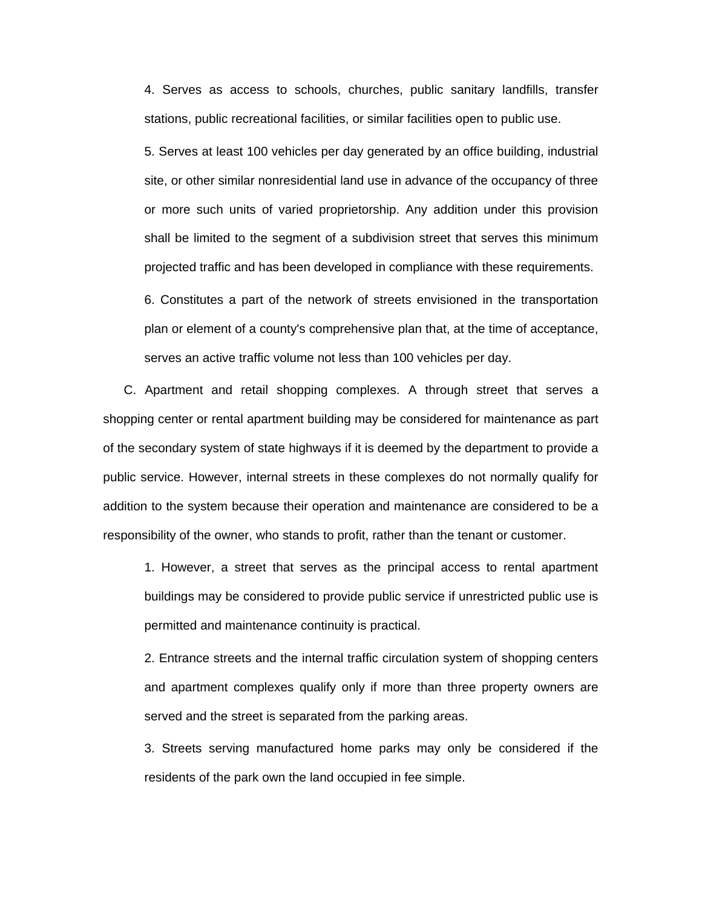4. Serves as access to schools, churches, public sanitary landfills, transfer stations, public recreational facilities, or similar facilities open to public use.

5. Serves at least 100 vehicles per day generated by an office building, industrial site, or other similar nonresidential land use in advance of the occupancy of three or more such units of varied proprietorship. Any addition under this provision shall be limited to the segment of a subdivision street that serves this minimum projected traffic and has been developed in compliance with these requirements.

6. Constitutes a part of the network of streets envisioned in the transportation plan or element of a county's comprehensive plan that, at the time of acceptance, serves an active traffic volume not less than 100 vehicles per day.

C. Apartment and retail shopping complexes. A through street that serves a shopping center or rental apartment building may be considered for maintenance as part of the secondary system of state highways if it is deemed by the department to provide a public service. However, internal streets in these complexes do not normally qualify for addition to the system because their operation and maintenance are considered to be a responsibility of the owner, who stands to profit, rather than the tenant or customer.

1. However, a street that serves as the principal access to rental apartment buildings may be considered to provide public service if unrestricted public use is permitted and maintenance continuity is practical.

2. Entrance streets and the internal traffic circulation system of shopping centers and apartment complexes qualify only if more than three property owners are served and the street is separated from the parking areas.

3. Streets serving manufactured home parks may only be considered if the residents of the park own the land occupied in fee simple.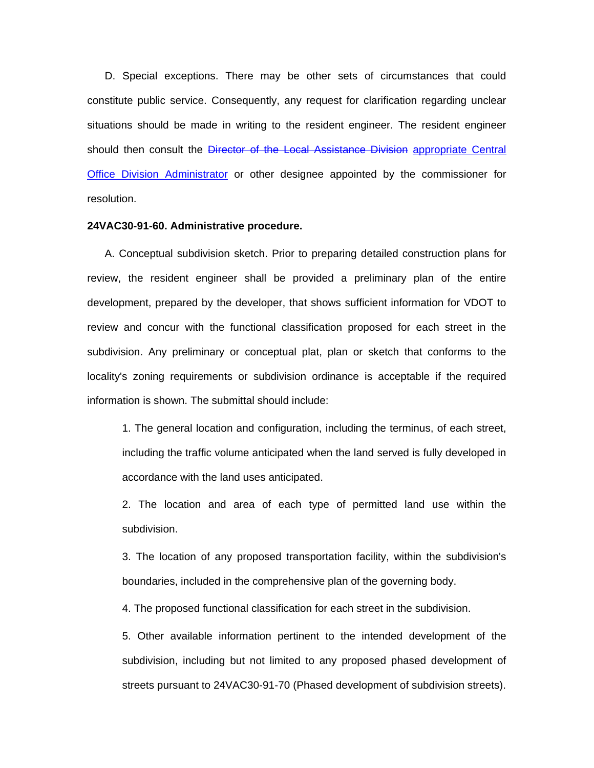D. Special exceptions. There may be other sets of circumstances that could constitute public service. Consequently, any request for clarification regarding unclear situations should be made in writing to the resident engineer. The resident engineer should then consult the ~~Director of the Local Assistance Division~~ appropriate Central Office Division Administrator or other designee appointed by the commissioner for resolution.

**24VAC30-91-60. Administrative procedure.**

A. Conceptual subdivision sketch. Prior to preparing detailed construction plans for review, the resident engineer shall be provided a preliminary plan of the entire development, prepared by the developer, that shows sufficient information for VDOT to review and concur with the functional classification proposed for each street in the subdivision. Any preliminary or conceptual plat, plan or sketch that conforms to the locality's zoning requirements or subdivision ordinance is acceptable if the required information is shown. The submittal should include:

1. The general location and configuration, including the terminus, of each street, including the traffic volume anticipated when the land served is fully developed in accordance with the land uses anticipated.

2. The location and area of each type of permitted land use within the subdivision.

3. The location of any proposed transportation facility, within the subdivision's boundaries, included in the comprehensive plan of the governing body.

4. The proposed functional classification for each street in the subdivision.

5. Other available information pertinent to the intended development of the subdivision, including but not limited to any proposed phased development of streets pursuant to 24VAC30-91-70 (Phased development of subdivision streets).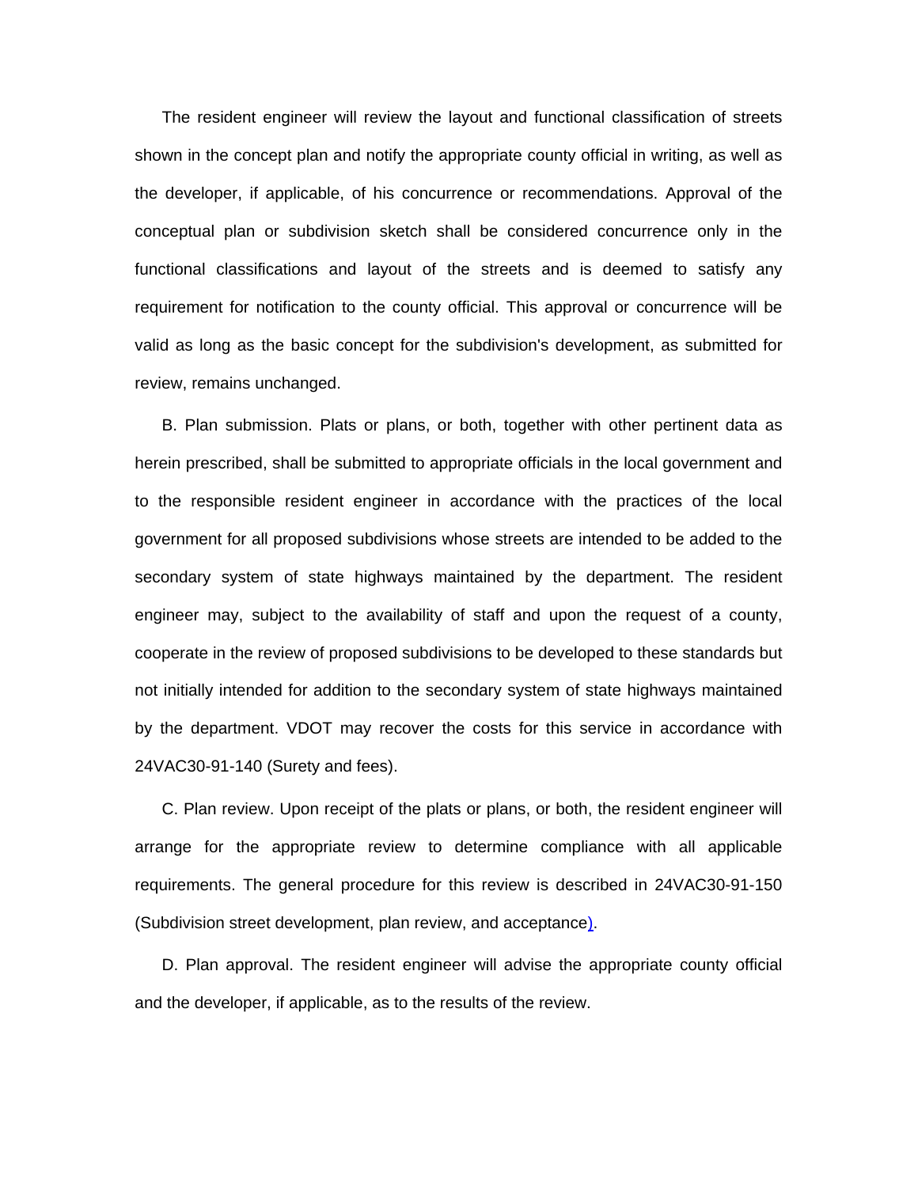The resident engineer will review the layout and functional classification of streets shown in the concept plan and notify the appropriate county official in writing, as well as the developer, if applicable, of his concurrence or recommendations. Approval of the conceptual plan or subdivision sketch shall be considered concurrence only in the functional classifications and layout of the streets and is deemed to satisfy any requirement for notification to the county official. This approval or concurrence will be valid as long as the basic concept for the subdivision's development, as submitted for review, remains unchanged.

B. Plan submission. Plats or plans, or both, together with other pertinent data as herein prescribed, shall be submitted to appropriate officials in the local government and to the responsible resident engineer in accordance with the practices of the local government for all proposed subdivisions whose streets are intended to be added to the secondary system of state highways maintained by the department. The resident engineer may, subject to the availability of staff and upon the request of a county, cooperate in the review of proposed subdivisions to be developed to these standards but not initially intended for addition to the secondary system of state highways maintained by the department. VDOT may recover the costs for this service in accordance with 24VAC30-91-140 (Surety and fees).

C. Plan review. Upon receipt of the plats or plans, or both, the resident engineer will arrange for the appropriate review to determine compliance with all applicable requirements. The general procedure for this review is described in 24VAC30-91-150 (Subdivision street development, plan review, and acceptance).

D. Plan approval. The resident engineer will advise the appropriate county official and the developer, if applicable, as to the results of the review.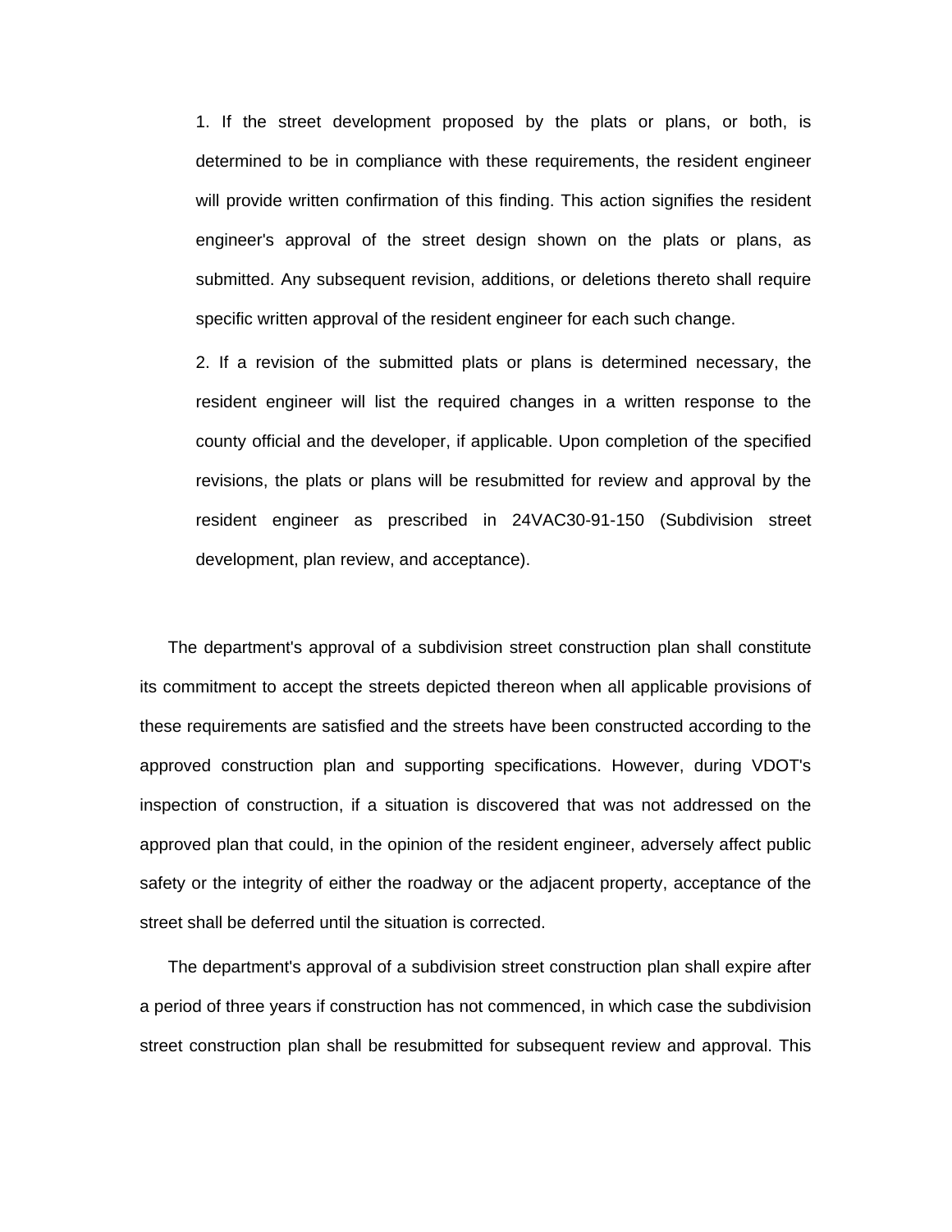1. If the street development proposed by the plats or plans, or both, is determined to be in compliance with these requirements, the resident engineer will provide written confirmation of this finding. This action signifies the resident engineer's approval of the street design shown on the plats or plans, as submitted. Any subsequent revision, additions, or deletions thereto shall require specific written approval of the resident engineer for each such change.

2. If a revision of the submitted plats or plans is determined necessary, the resident engineer will list the required changes in a written response to the county official and the developer, if applicable. Upon completion of the specified revisions, the plats or plans will be resubmitted for review and approval by the resident engineer as prescribed in 24VAC30-91-150 (Subdivision street development, plan review, and acceptance).

The department's approval of a subdivision street construction plan shall constitute its commitment to accept the streets depicted thereon when all applicable provisions of these requirements are satisfied and the streets have been constructed according to the approved construction plan and supporting specifications. However, during VDOT's inspection of construction, if a situation is discovered that was not addressed on the approved plan that could, in the opinion of the resident engineer, adversely affect public safety or the integrity of either the roadway or the adjacent property, acceptance of the street shall be deferred until the situation is corrected.

The department's approval of a subdivision street construction plan shall expire after a period of three years if construction has not commenced, in which case the subdivision street construction plan shall be resubmitted for subsequent review and approval. This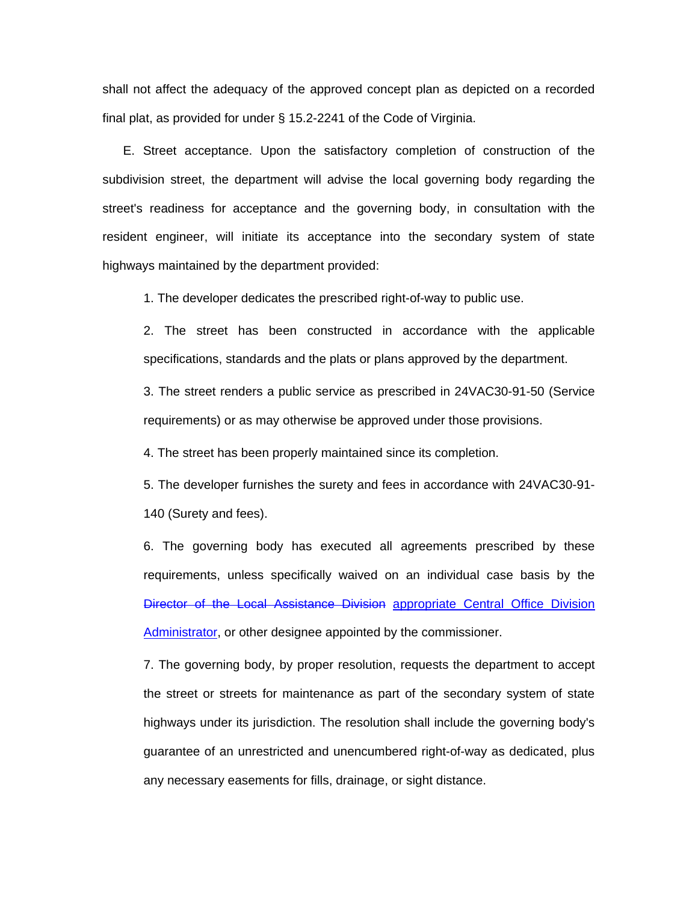shall not affect the adequacy of the approved concept plan as depicted on a recorded final plat, as provided for under § 15.2-2241 of the Code of Virginia.

E. Street acceptance. Upon the satisfactory completion of construction of the subdivision street, the department will advise the local governing body regarding the street's readiness for acceptance and the governing body, in consultation with the resident engineer, will initiate its acceptance into the secondary system of state highways maintained by the department provided:

1. The developer dedicates the prescribed right-of-way to public use.

2. The street has been constructed in accordance with the applicable specifications, standards and the plats or plans approved by the department.

3. The street renders a public service as prescribed in 24VAC30-91-50 (Service requirements) or as may otherwise be approved under those provisions.

4. The street has been properly maintained since its completion.

5. The developer furnishes the surety and fees in accordance with 24VAC30-91-140 (Surety and fees).

6. The governing body has executed all agreements prescribed by these requirements, unless specifically waived on an individual case basis by the ~~Director of the Local Assistance Division~~ <u>appropriate Central Office Division Administrator</u>, or other designee appointed by the commissioner.

7. The governing body, by proper resolution, requests the department to accept the street or streets for maintenance as part of the secondary system of state highways under its jurisdiction. The resolution shall include the governing body's guarantee of an unrestricted and unencumbered right-of-way as dedicated, plus any necessary easements for fills, drainage, or sight distance.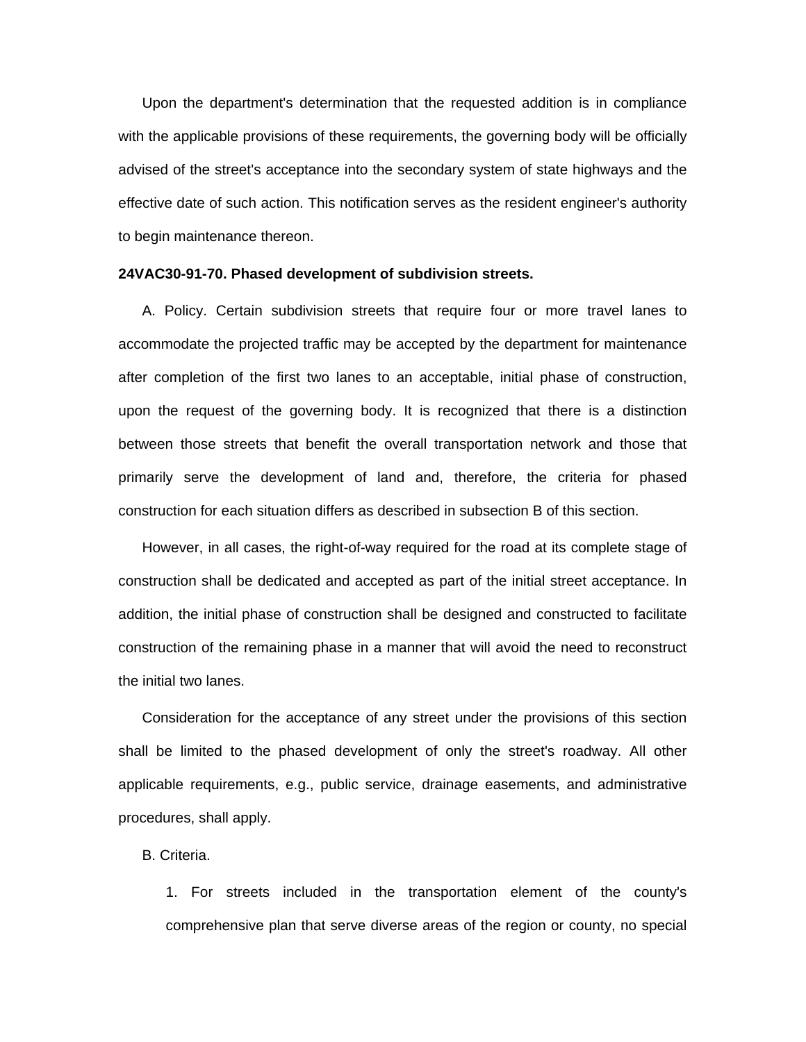Upon the department's determination that the requested addition is in compliance with the applicable provisions of these requirements, the governing body will be officially advised of the street's acceptance into the secondary system of state highways and the effective date of such action. This notification serves as the resident engineer's authority to begin maintenance thereon.

**24VAC30-91-70. Phased development of subdivision streets.**

A. Policy. Certain subdivision streets that require four or more travel lanes to accommodate the projected traffic may be accepted by the department for maintenance after completion of the first two lanes to an acceptable, initial phase of construction, upon the request of the governing body. It is recognized that there is a distinction between those streets that benefit the overall transportation network and those that primarily serve the development of land and, therefore, the criteria for phased construction for each situation differs as described in subsection B of this section.

However, in all cases, the right-of-way required for the road at its complete stage of construction shall be dedicated and accepted as part of the initial street acceptance. In addition, the initial phase of construction shall be designed and constructed to facilitate construction of the remaining phase in a manner that will avoid the need to reconstruct the initial two lanes.

Consideration for the acceptance of any street under the provisions of this section shall be limited to the phased development of only the street's roadway. All other applicable requirements, e.g., public service, drainage easements, and administrative procedures, shall apply.

B. Criteria.

1. For streets included in the transportation element of the county's comprehensive plan that serve diverse areas of the region or county, no special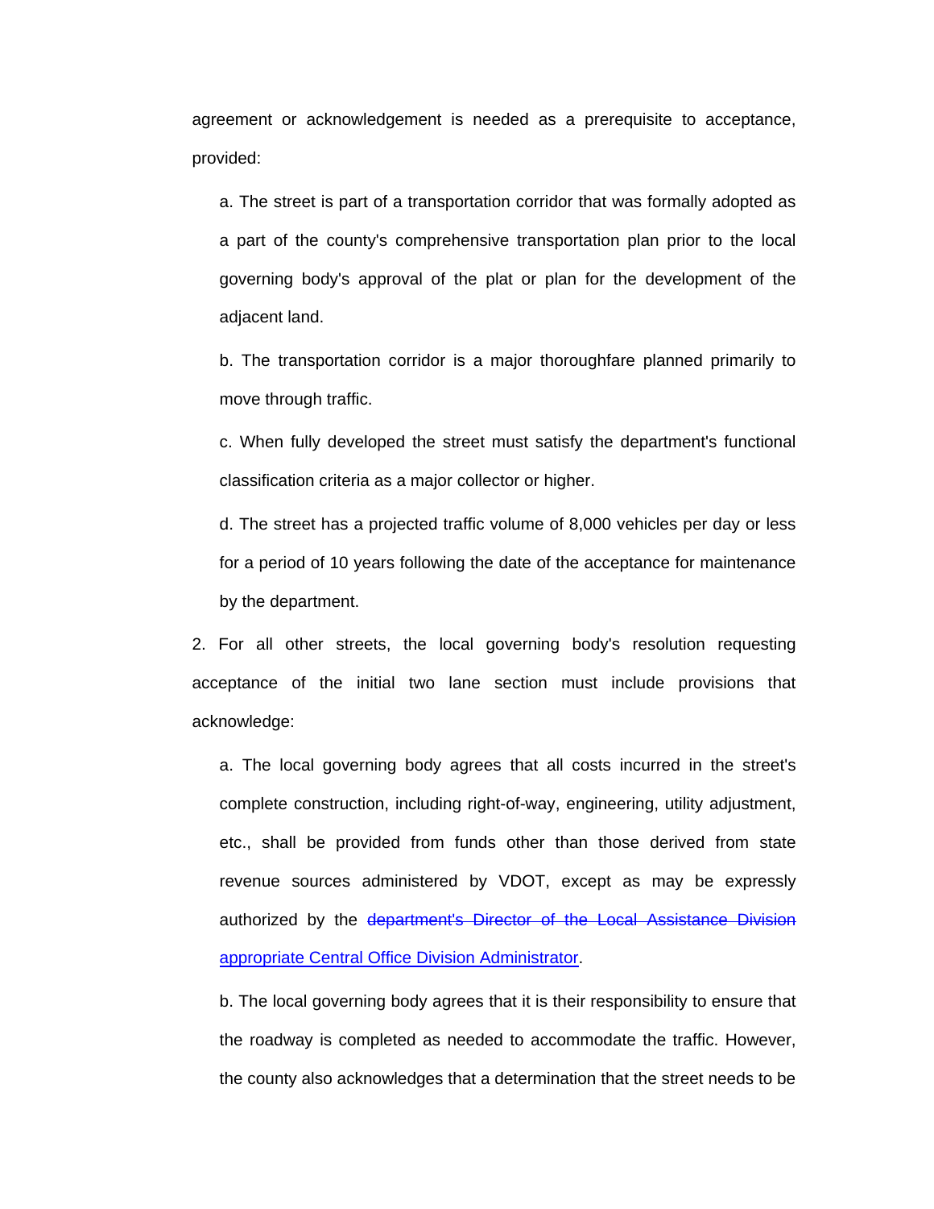agreement or acknowledgement is needed as a prerequisite to acceptance, provided:

a. The street is part of a transportation corridor that was formally adopted as a part of the county's comprehensive transportation plan prior to the local governing body's approval of the plat or plan for the development of the adjacent land.

b. The transportation corridor is a major thoroughfare planned primarily to move through traffic.

c. When fully developed the street must satisfy the department's functional classification criteria as a major collector or higher.

d. The street has a projected traffic volume of 8,000 vehicles per day or less for a period of 10 years following the date of the acceptance for maintenance by the department.

2. For all other streets, the local governing body's resolution requesting acceptance of the initial two lane section must include provisions that acknowledge:

a. The local governing body agrees that all costs incurred in the street's complete construction, including right-of-way, engineering, utility adjustment, etc., shall be provided from funds other than those derived from state revenue sources administered by VDOT, except as may be expressly authorized by the ~~department's Director of the Local Assistance Division~~ appropriate Central Office Division Administrator.

b. The local governing body agrees that it is their responsibility to ensure that the roadway is completed as needed to accommodate the traffic. However, the county also acknowledges that a determination that the street needs to be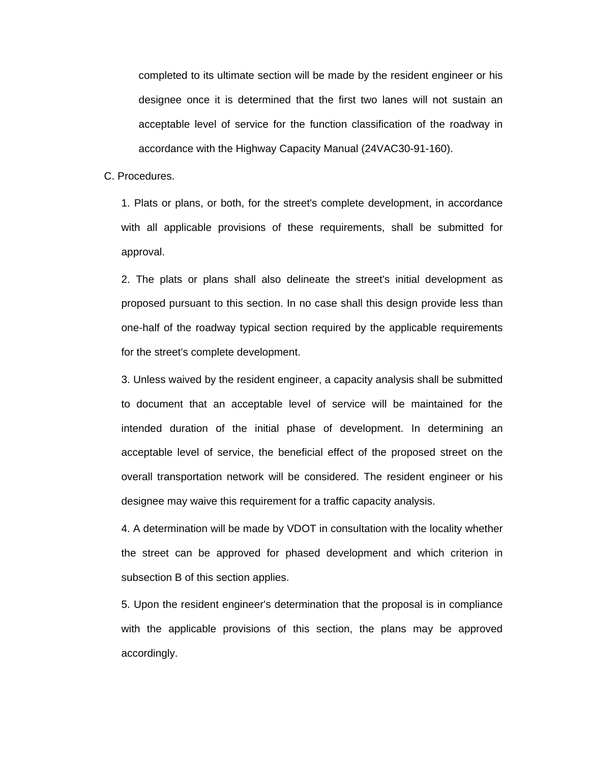completed to its ultimate section will be made by the resident engineer or his designee once it is determined that the first two lanes will not sustain an acceptable level of service for the function classification of the roadway in accordance with the Highway Capacity Manual (24VAC30-91-160).

C. Procedures.

1. Plats or plans, or both, for the street's complete development, in accordance with all applicable provisions of these requirements, shall be submitted for approval.

2. The plats or plans shall also delineate the street's initial development as proposed pursuant to this section. In no case shall this design provide less than one-half of the roadway typical section required by the applicable requirements for the street's complete development.

3. Unless waived by the resident engineer, a capacity analysis shall be submitted to document that an acceptable level of service will be maintained for the intended duration of the initial phase of development. In determining an acceptable level of service, the beneficial effect of the proposed street on the overall transportation network will be considered. The resident engineer or his designee may waive this requirement for a traffic capacity analysis.

4. A determination will be made by VDOT in consultation with the locality whether the street can be approved for phased development and which criterion in subsection B of this section applies.

5. Upon the resident engineer's determination that the proposal is in compliance with the applicable provisions of this section, the plans may be approved accordingly.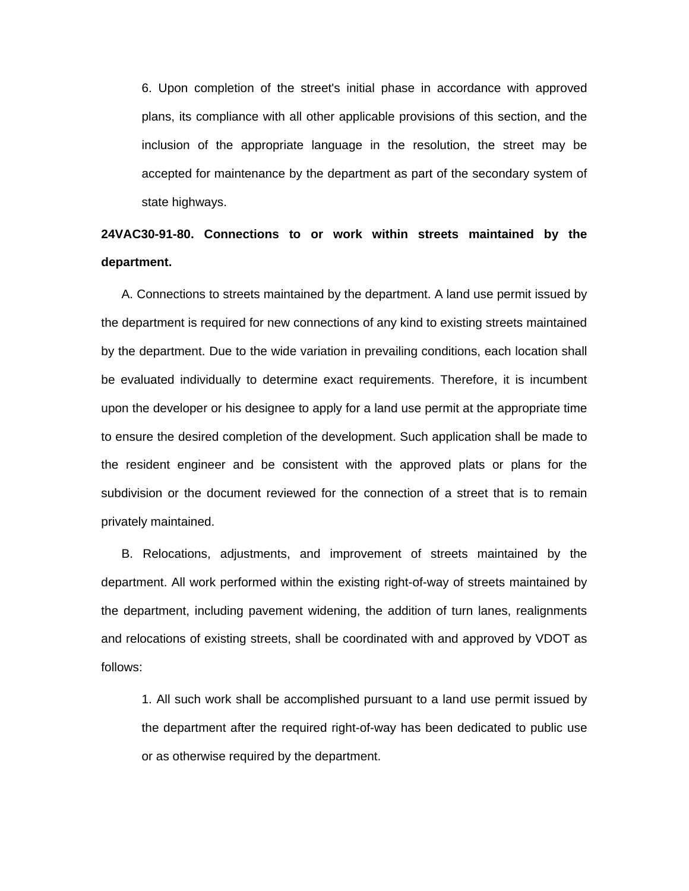6. Upon completion of the street's initial phase in accordance with approved plans, its compliance with all other applicable provisions of this section, and the inclusion of the appropriate language in the resolution, the street may be accepted for maintenance by the department as part of the secondary system of state highways.

**24VAC30-91-80. Connections to or work within streets maintained by the department.**

A. Connections to streets maintained by the department. A land use permit issued by the department is required for new connections of any kind to existing streets maintained by the department. Due to the wide variation in prevailing conditions, each location shall be evaluated individually to determine exact requirements. Therefore, it is incumbent upon the developer or his designee to apply for a land use permit at the appropriate time to ensure the desired completion of the development. Such application shall be made to the resident engineer and be consistent with the approved plats or plans for the subdivision or the document reviewed for the connection of a street that is to remain privately maintained.

B. Relocations, adjustments, and improvement of streets maintained by the department. All work performed within the existing right-of-way of streets maintained by the department, including pavement widening, the addition of turn lanes, realignments and relocations of existing streets, shall be coordinated with and approved by VDOT as follows:

1. All such work shall be accomplished pursuant to a land use permit issued by the department after the required right-of-way has been dedicated to public use or as otherwise required by the department.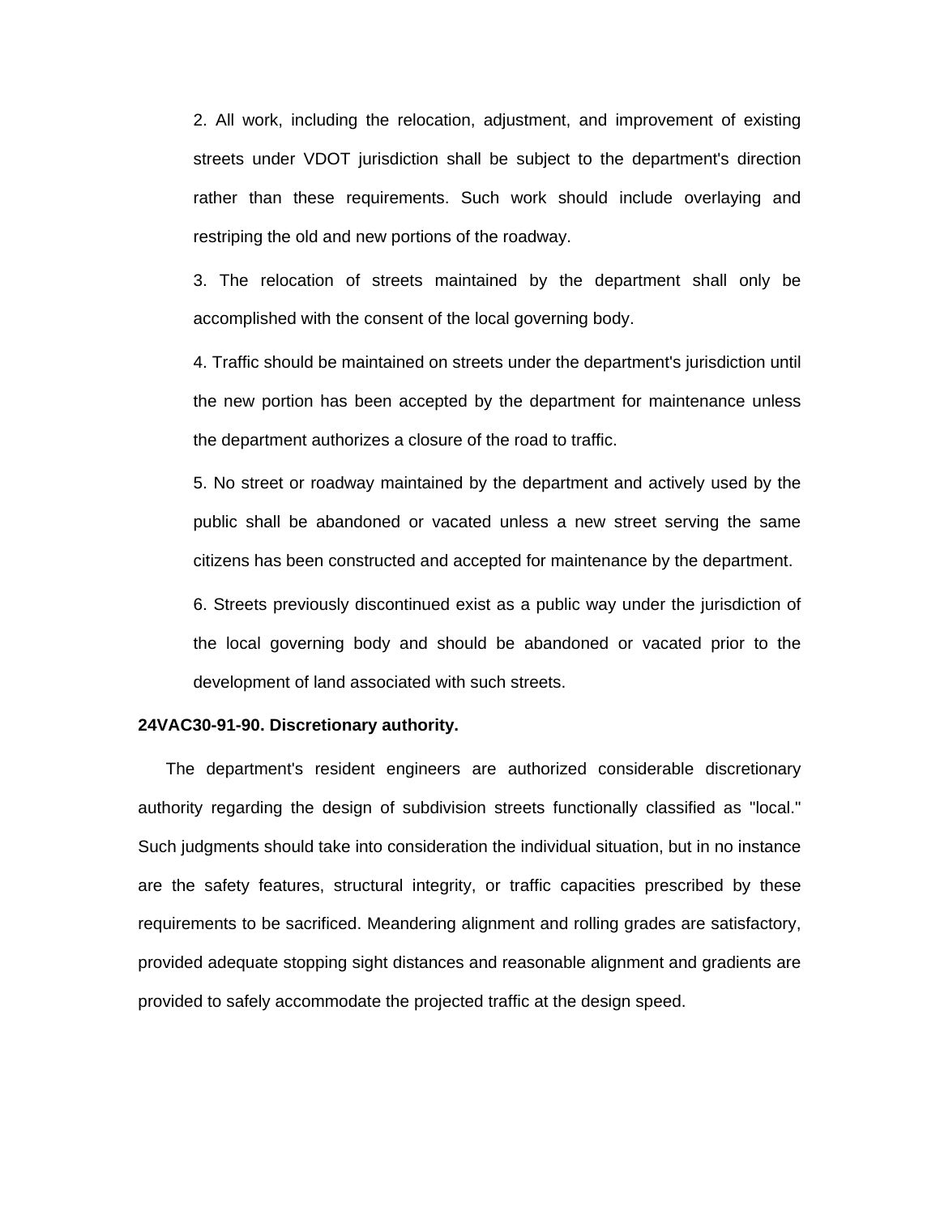2. All work, including the relocation, adjustment, and improvement of existing streets under VDOT jurisdiction shall be subject to the department's direction rather than these requirements. Such work should include overlaying and restriping the old and new portions of the roadway.

3. The relocation of streets maintained by the department shall only be accomplished with the consent of the local governing body.

4. Traffic should be maintained on streets under the department's jurisdiction until the new portion has been accepted by the department for maintenance unless the department authorizes a closure of the road to traffic.

5. No street or roadway maintained by the department and actively used by the public shall be abandoned or vacated unless a new street serving the same citizens has been constructed and accepted for maintenance by the department.

6. Streets previously discontinued exist as a public way under the jurisdiction of the local governing body and should be abandoned or vacated prior to the development of land associated with such streets.

**24VAC30-91-90. Discretionary authority.**

The department's resident engineers are authorized considerable discretionary authority regarding the design of subdivision streets functionally classified as "local." Such judgments should take into consideration the individual situation, but in no instance are the safety features, structural integrity, or traffic capacities prescribed by these requirements to be sacrificed. Meandering alignment and rolling grades are satisfactory, provided adequate stopping sight distances and reasonable alignment and gradients are provided to safely accommodate the projected traffic at the design speed.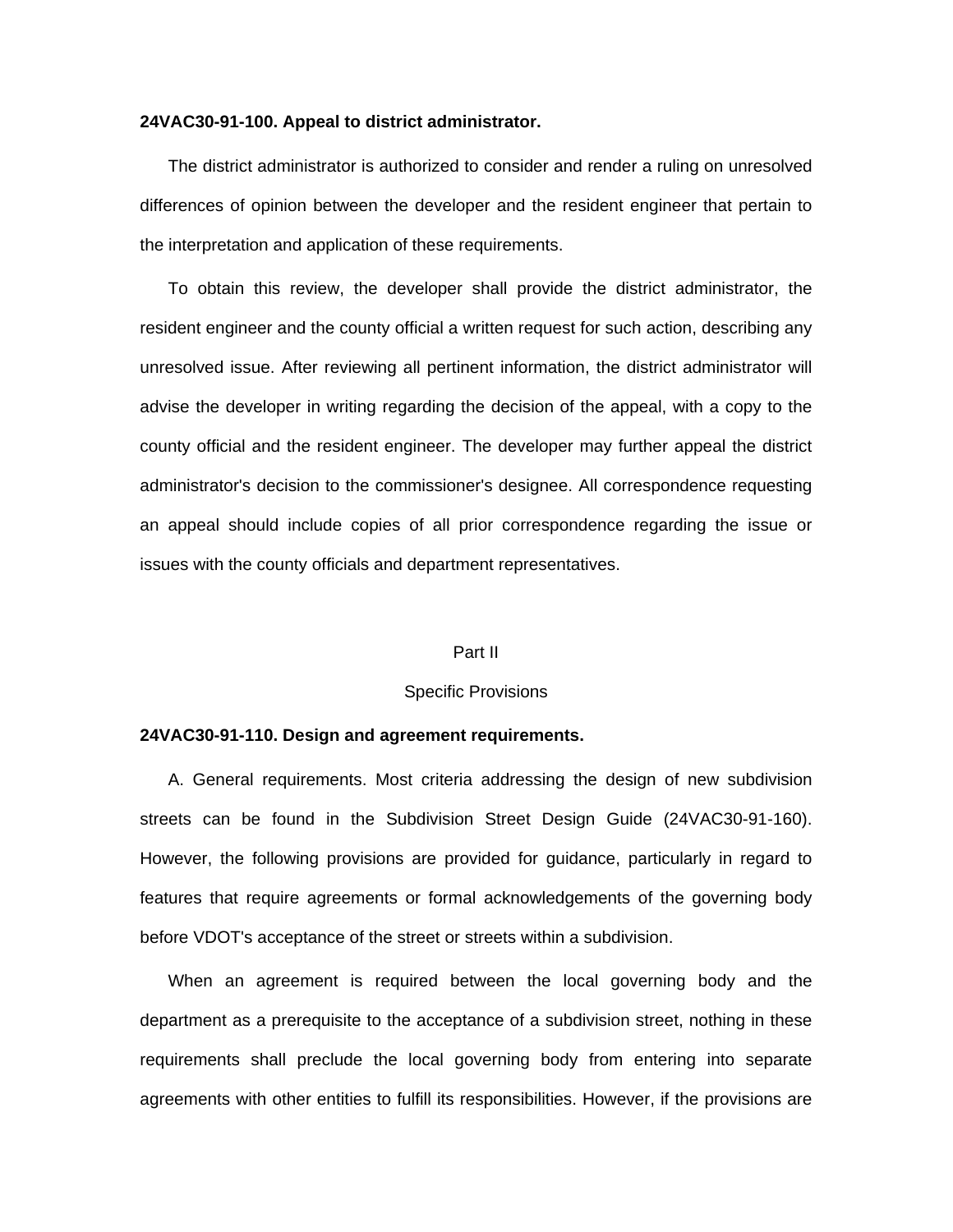**24VAC30-91-100. Appeal to district administrator.**

The district administrator is authorized to consider and render a ruling on unresolved differences of opinion between the developer and the resident engineer that pertain to the interpretation and application of these requirements.

To obtain this review, the developer shall provide the district administrator, the resident engineer and the county official a written request for such action, describing any unresolved issue. After reviewing all pertinent information, the district administrator will advise the developer in writing regarding the decision of the appeal, with a copy to the county official and the resident engineer. The developer may further appeal the district administrator's decision to the commissioner's designee. All correspondence requesting an appeal should include copies of all prior correspondence regarding the issue or issues with the county officials and department representatives.

## Part II

## Specific Provisions

**24VAC30-91-110. Design and agreement requirements.**

A. General requirements. Most criteria addressing the design of new subdivision streets can be found in the Subdivision Street Design Guide (24VAC30-91-160). However, the following provisions are provided for guidance, particularly in regard to features that require agreements or formal acknowledgements of the governing body before VDOT's acceptance of the street or streets within a subdivision.

When an agreement is required between the local governing body and the department as a prerequisite to the acceptance of a subdivision street, nothing in these requirements shall preclude the local governing body from entering into separate agreements with other entities to fulfill its responsibilities. However, if the provisions are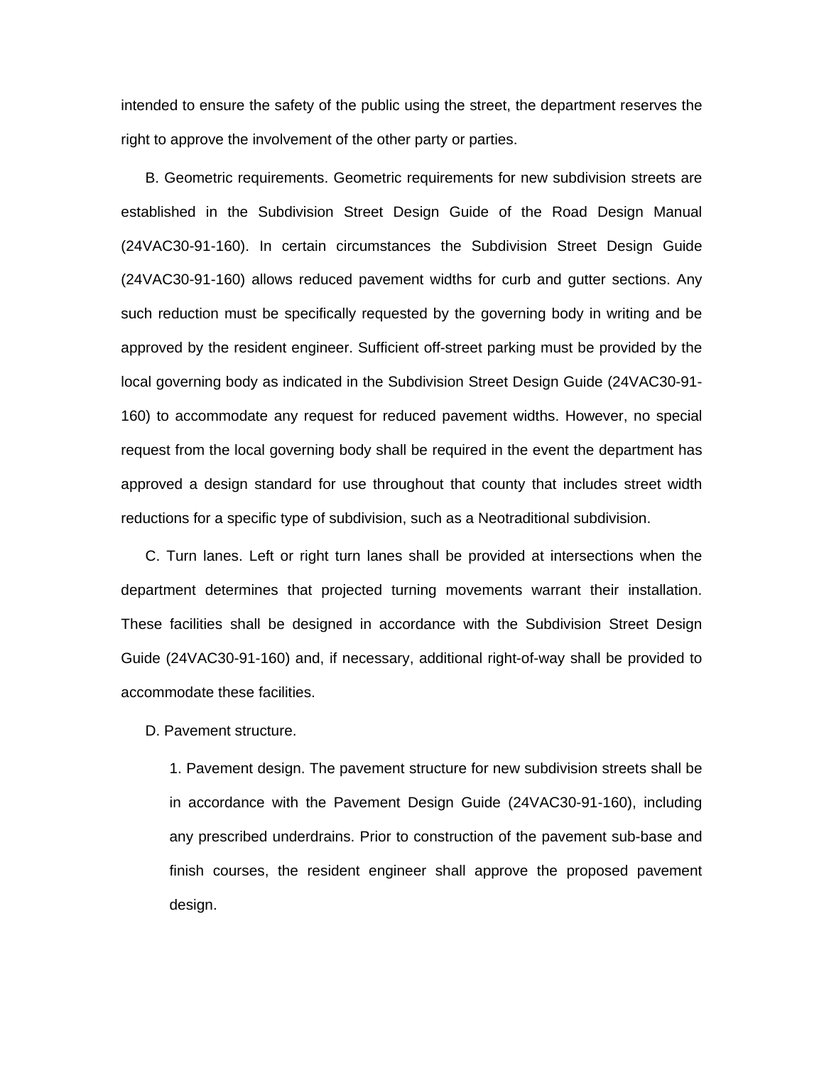intended to ensure the safety of the public using the street, the department reserves the right to approve the involvement of the other party or parties.

B. Geometric requirements. Geometric requirements for new subdivision streets are established in the Subdivision Street Design Guide of the Road Design Manual (24VAC30-91-160). In certain circumstances the Subdivision Street Design Guide (24VAC30-91-160) allows reduced pavement widths for curb and gutter sections. Any such reduction must be specifically requested by the governing body in writing and be approved by the resident engineer. Sufficient off-street parking must be provided by the local governing body as indicated in the Subdivision Street Design Guide (24VAC30-91-160) to accommodate any request for reduced pavement widths. However, no special request from the local governing body shall be required in the event the department has approved a design standard for use throughout that county that includes street width reductions for a specific type of subdivision, such as a Neotraditional subdivision.

C. Turn lanes. Left or right turn lanes shall be provided at intersections when the department determines that projected turning movements warrant their installation. These facilities shall be designed in accordance with the Subdivision Street Design Guide (24VAC30-91-160) and, if necessary, additional right-of-way shall be provided to accommodate these facilities.

D. Pavement structure.

1. Pavement design. The pavement structure for new subdivision streets shall be in accordance with the Pavement Design Guide (24VAC30-91-160), including any prescribed underdrains. Prior to construction of the pavement sub-base and finish courses, the resident engineer shall approve the proposed pavement design.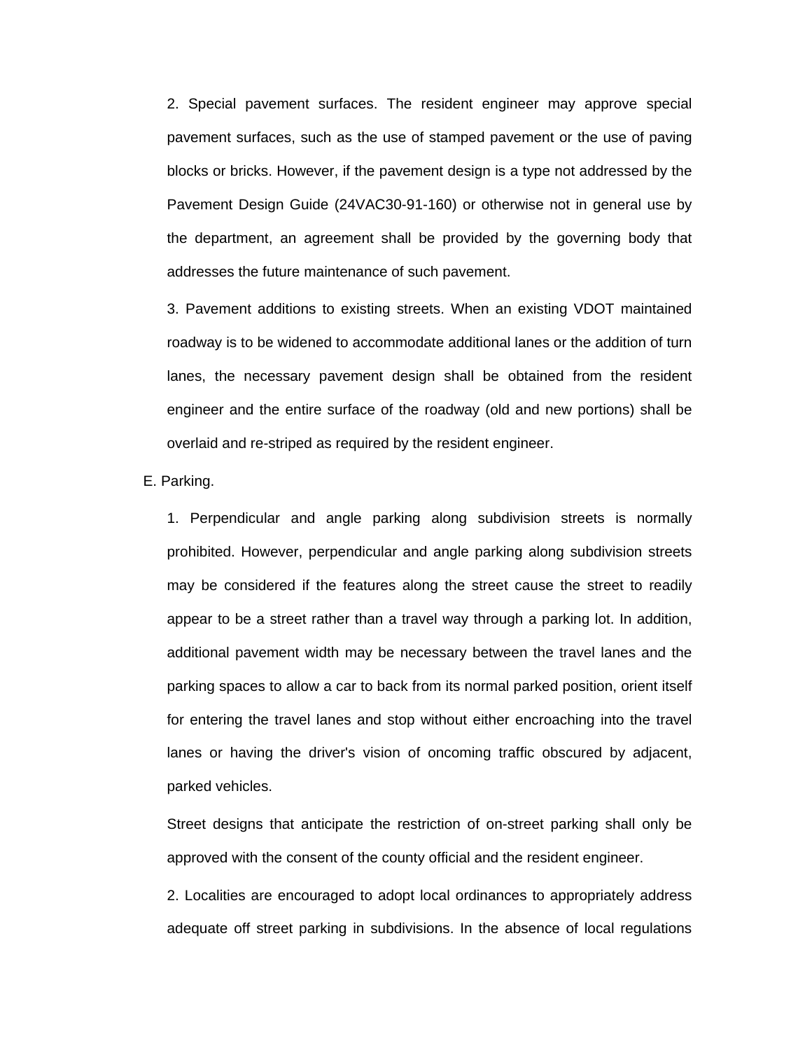2. Special pavement surfaces. The resident engineer may approve special pavement surfaces, such as the use of stamped pavement or the use of paving blocks or bricks. However, if the pavement design is a type not addressed by the Pavement Design Guide (24VAC30-91-160) or otherwise not in general use by the department, an agreement shall be provided by the governing body that addresses the future maintenance of such pavement.

3. Pavement additions to existing streets. When an existing VDOT maintained roadway is to be widened to accommodate additional lanes or the addition of turn lanes, the necessary pavement design shall be obtained from the resident engineer and the entire surface of the roadway (old and new portions) shall be overlaid and re-striped as required by the resident engineer.

E. Parking.

1. Perpendicular and angle parking along subdivision streets is normally prohibited. However, perpendicular and angle parking along subdivision streets may be considered if the features along the street cause the street to readily appear to be a street rather than a travel way through a parking lot. In addition, additional pavement width may be necessary between the travel lanes and the parking spaces to allow a car to back from its normal parked position, orient itself for entering the travel lanes and stop without either encroaching into the travel lanes or having the driver's vision of oncoming traffic obscured by adjacent, parked vehicles.

Street designs that anticipate the restriction of on-street parking shall only be approved with the consent of the county official and the resident engineer.

2. Localities are encouraged to adopt local ordinances to appropriately address adequate off street parking in subdivisions. In the absence of local regulations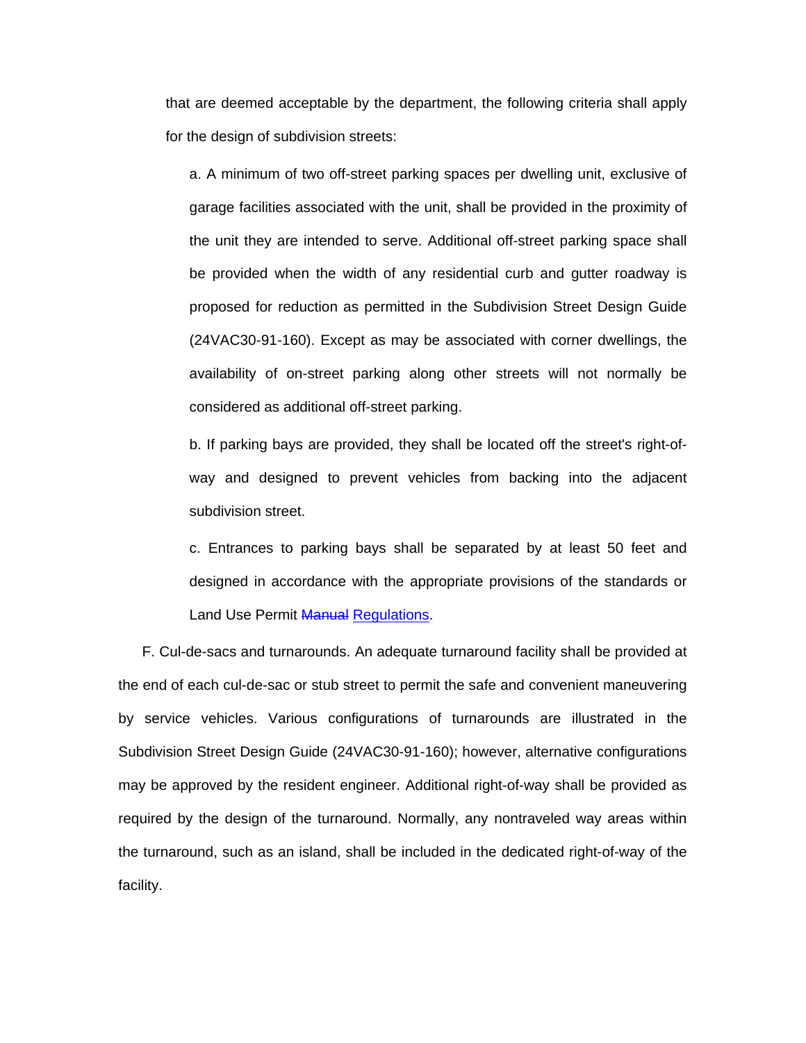that are deemed acceptable by the department, the following criteria shall apply for the design of subdivision streets:

a. A minimum of two off-street parking spaces per dwelling unit, exclusive of garage facilities associated with the unit, shall be provided in the proximity of the unit they are intended to serve. Additional off-street parking space shall be provided when the width of any residential curb and gutter roadway is proposed for reduction as permitted in the Subdivision Street Design Guide (24VAC30-91-160). Except as may be associated with corner dwellings, the availability of on-street parking along other streets will not normally be considered as additional off-street parking.

b. If parking bays are provided, they shall be located off the street's right-of-way and designed to prevent vehicles from backing into the adjacent subdivision street.

c. Entrances to parking bays shall be separated by at least 50 feet and designed in accordance with the appropriate provisions of the standards or Land Use Permit ~~Manual~~ Regulations.

F. Cul-de-sacs and turnarounds. An adequate turnaround facility shall be provided at the end of each cul-de-sac or stub street to permit the safe and convenient maneuvering by service vehicles. Various configurations of turnarounds are illustrated in the Subdivision Street Design Guide (24VAC30-91-160); however, alternative configurations may be approved by the resident engineer. Additional right-of-way shall be provided as required by the design of the turnaround. Normally, any nontraveled way areas within the turnaround, such as an island, shall be included in the dedicated right-of-way of the facility.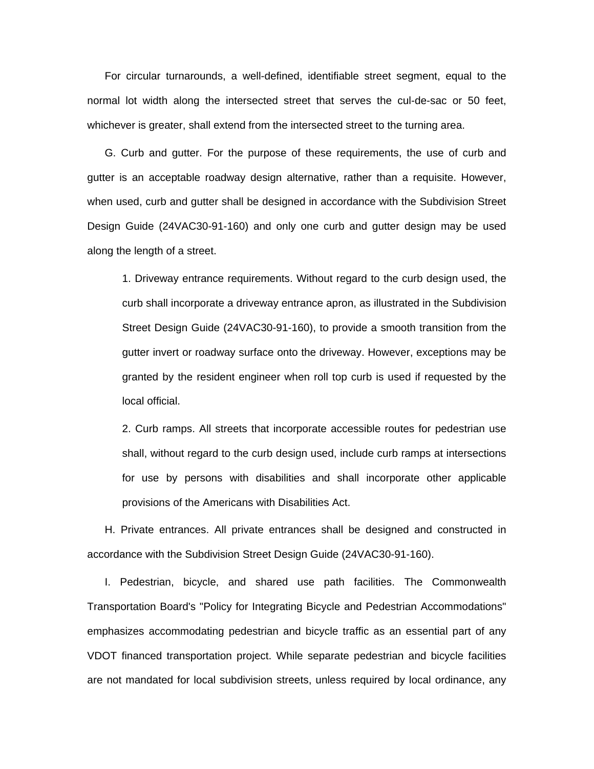For circular turnarounds, a well-defined, identifiable street segment, equal to the normal lot width along the intersected street that serves the cul-de-sac or 50 feet, whichever is greater, shall extend from the intersected street to the turning area.

G. Curb and gutter. For the purpose of these requirements, the use of curb and gutter is an acceptable roadway design alternative, rather than a requisite. However, when used, curb and gutter shall be designed in accordance with the Subdivision Street Design Guide (24VAC30-91-160) and only one curb and gutter design may be used along the length of a street.

> 1. Driveway entrance requirements. Without regard to the curb design used, the curb shall incorporate a driveway entrance apron, as illustrated in the Subdivision Street Design Guide (24VAC30-91-160), to provide a smooth transition from the gutter invert or roadway surface onto the driveway. However, exceptions may be granted by the resident engineer when roll top curb is used if requested by the local official.
>
> 2. Curb ramps. All streets that incorporate accessible routes for pedestrian use shall, without regard to the curb design used, include curb ramps at intersections for use by persons with disabilities and shall incorporate other applicable provisions of the Americans with Disabilities Act.

H. Private entrances. All private entrances shall be designed and constructed in accordance with the Subdivision Street Design Guide (24VAC30-91-160).

I. Pedestrian, bicycle, and shared use path facilities. The Commonwealth Transportation Board's "Policy for Integrating Bicycle and Pedestrian Accommodations" emphasizes accommodating pedestrian and bicycle traffic as an essential part of any VDOT financed transportation project. While separate pedestrian and bicycle facilities are not mandated for local subdivision streets, unless required by local ordinance, any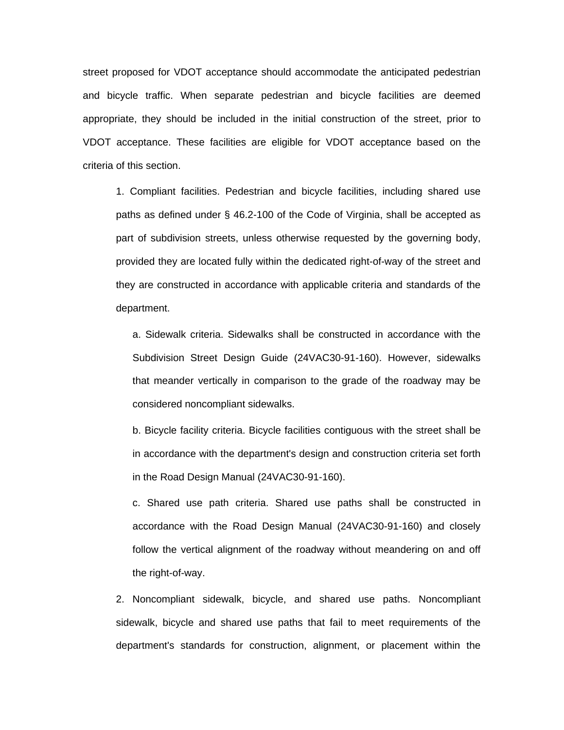street proposed for VDOT acceptance should accommodate the anticipated pedestrian and bicycle traffic. When separate pedestrian and bicycle facilities are deemed appropriate, they should be included in the initial construction of the street, prior to VDOT acceptance. These facilities are eligible for VDOT acceptance based on the criteria of this section.

1. Compliant facilities. Pedestrian and bicycle facilities, including shared use paths as defined under § 46.2-100 of the Code of Virginia, shall be accepted as part of subdivision streets, unless otherwise requested by the governing body, provided they are located fully within the dedicated right-of-way of the street and they are constructed in accordance with applicable criteria and standards of the department.

   a. Sidewalk criteria. Sidewalks shall be constructed in accordance with the Subdivision Street Design Guide (24VAC30-91-160). However, sidewalks that meander vertically in comparison to the grade of the roadway may be considered noncompliant sidewalks.

   b. Bicycle facility criteria. Bicycle facilities contiguous with the street shall be in accordance with the department's design and construction criteria set forth in the Road Design Manual (24VAC30-91-160).

   c. Shared use path criteria. Shared use paths shall be constructed in accordance with the Road Design Manual (24VAC30-91-160) and closely follow the vertical alignment of the roadway without meandering on and off the right-of-way.

2. Noncompliant sidewalk, bicycle, and shared use paths. Noncompliant sidewalk, bicycle and shared use paths that fail to meet requirements of the department's standards for construction, alignment, or placement within the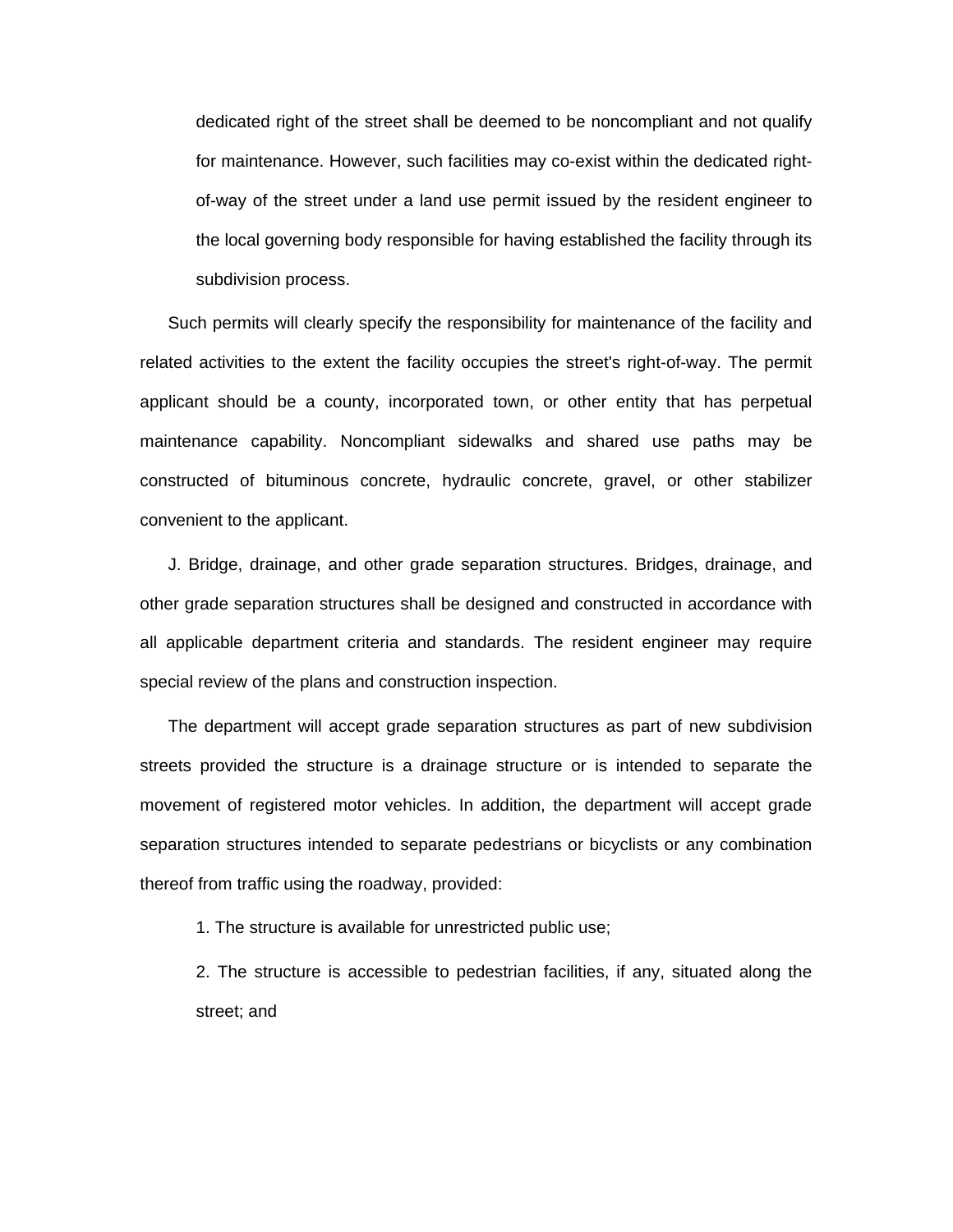dedicated right of the street shall be deemed to be noncompliant and not qualify for maintenance. However, such facilities may co-exist within the dedicated right-of-way of the street under a land use permit issued by the resident engineer to the local governing body responsible for having established the facility through its subdivision process.

Such permits will clearly specify the responsibility for maintenance of the facility and related activities to the extent the facility occupies the street's right-of-way. The permit applicant should be a county, incorporated town, or other entity that has perpetual maintenance capability. Noncompliant sidewalks and shared use paths may be constructed of bituminous concrete, hydraulic concrete, gravel, or other stabilizer convenient to the applicant.

J. Bridge, drainage, and other grade separation structures. Bridges, drainage, and other grade separation structures shall be designed and constructed in accordance with all applicable department criteria and standards. The resident engineer may require special review of the plans and construction inspection.

The department will accept grade separation structures as part of new subdivision streets provided the structure is a drainage structure or is intended to separate the movement of registered motor vehicles. In addition, the department will accept grade separation structures intended to separate pedestrians or bicyclists or any combination thereof from traffic using the roadway, provided:

1. The structure is available for unrestricted public use;

2. The structure is accessible to pedestrian facilities, if any, situated along the street; and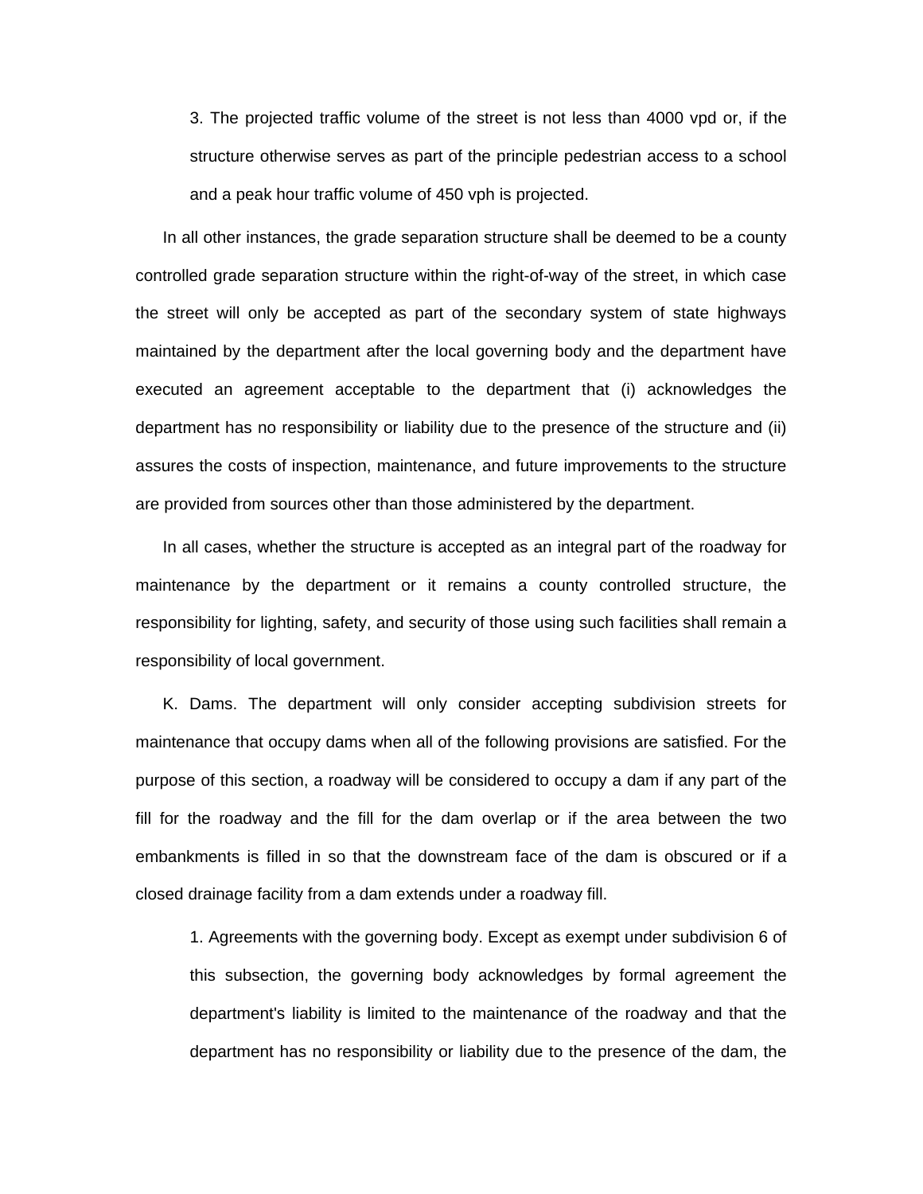3. The projected traffic volume of the street is not less than 4000 vpd or, if the structure otherwise serves as part of the principle pedestrian access to a school and a peak hour traffic volume of 450 vph is projected.

In all other instances, the grade separation structure shall be deemed to be a county controlled grade separation structure within the right-of-way of the street, in which case the street will only be accepted as part of the secondary system of state highways maintained by the department after the local governing body and the department have executed an agreement acceptable to the department that (i) acknowledges the department has no responsibility or liability due to the presence of the structure and (ii) assures the costs of inspection, maintenance, and future improvements to the structure are provided from sources other than those administered by the department.

In all cases, whether the structure is accepted as an integral part of the roadway for maintenance by the department or it remains a county controlled structure, the responsibility for lighting, safety, and security of those using such facilities shall remain a responsibility of local government.

K. Dams. The department will only consider accepting subdivision streets for maintenance that occupy dams when all of the following provisions are satisfied. For the purpose of this section, a roadway will be considered to occupy a dam if any part of the fill for the roadway and the fill for the dam overlap or if the area between the two embankments is filled in so that the downstream face of the dam is obscured or if a closed drainage facility from a dam extends under a roadway fill.

1. Agreements with the governing body. Except as exempt under subdivision 6 of this subsection, the governing body acknowledges by formal agreement the department's liability is limited to the maintenance of the roadway and that the department has no responsibility or liability due to the presence of the dam, the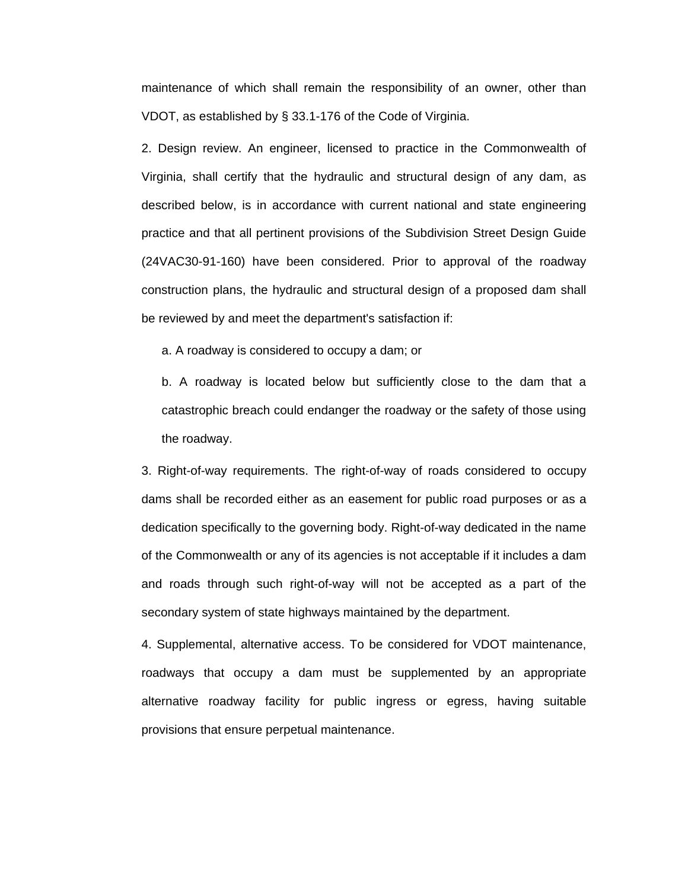maintenance of which shall remain the responsibility of an owner, other than VDOT, as established by § 33.1-176 of the Code of Virginia.

2. Design review. An engineer, licensed to practice in the Commonwealth of Virginia, shall certify that the hydraulic and structural design of any dam, as described below, is in accordance with current national and state engineering practice and that all pertinent provisions of the Subdivision Street Design Guide (24VAC30-91-160) have been considered. Prior to approval of the roadway construction plans, the hydraulic and structural design of a proposed dam shall be reviewed by and meet the department's satisfaction if:

a. A roadway is considered to occupy a dam; or

b. A roadway is located below but sufficiently close to the dam that a catastrophic breach could endanger the roadway or the safety of those using the roadway.

3. Right-of-way requirements. The right-of-way of roads considered to occupy dams shall be recorded either as an easement for public road purposes or as a dedication specifically to the governing body. Right-of-way dedicated in the name of the Commonwealth or any of its agencies is not acceptable if it includes a dam and roads through such right-of-way will not be accepted as a part of the secondary system of state highways maintained by the department.

4. Supplemental, alternative access. To be considered for VDOT maintenance, roadways that occupy a dam must be supplemented by an appropriate alternative roadway facility for public ingress or egress, having suitable provisions that ensure perpetual maintenance.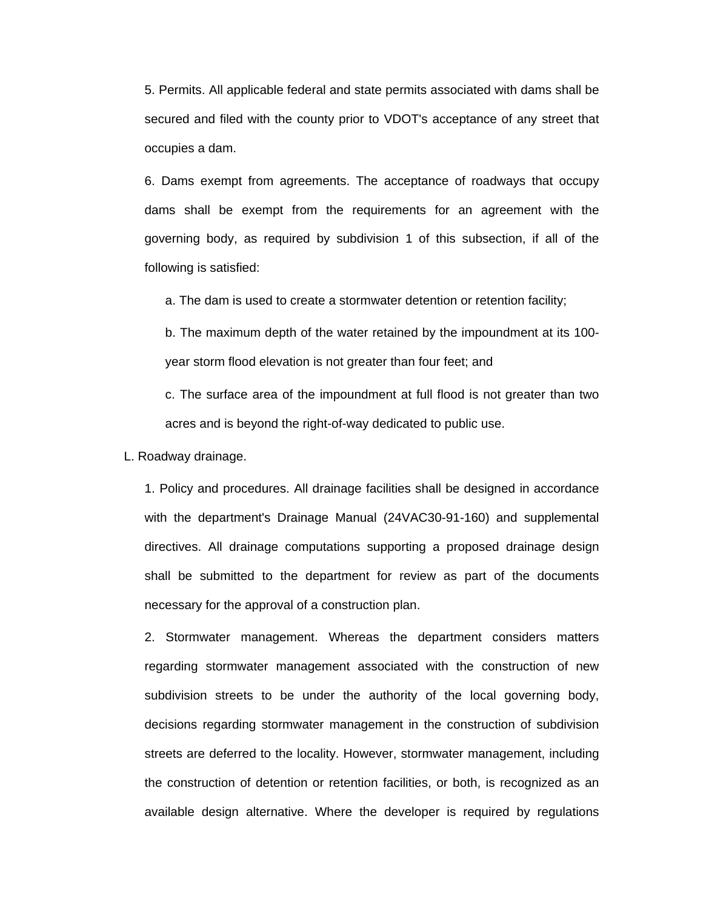5. Permits. All applicable federal and state permits associated with dams shall be secured and filed with the county prior to VDOT's acceptance of any street that occupies a dam.

6. Dams exempt from agreements. The acceptance of roadways that occupy dams shall be exempt from the requirements for an agreement with the governing body, as required by subdivision 1 of this subsection, if all of the following is satisfied:

a. The dam is used to create a stormwater detention or retention facility;

b. The maximum depth of the water retained by the impoundment at its 100-year storm flood elevation is not greater than four feet; and

c. The surface area of the impoundment at full flood is not greater than two acres and is beyond the right-of-way dedicated to public use.

L. Roadway drainage.

1. Policy and procedures. All drainage facilities shall be designed in accordance with the department's Drainage Manual (24VAC30-91-160) and supplemental directives. All drainage computations supporting a proposed drainage design shall be submitted to the department for review as part of the documents necessary for the approval of a construction plan.

2. Stormwater management. Whereas the department considers matters regarding stormwater management associated with the construction of new subdivision streets to be under the authority of the local governing body, decisions regarding stormwater management in the construction of subdivision streets are deferred to the locality. However, stormwater management, including the construction of detention or retention facilities, or both, is recognized as an available design alternative. Where the developer is required by regulations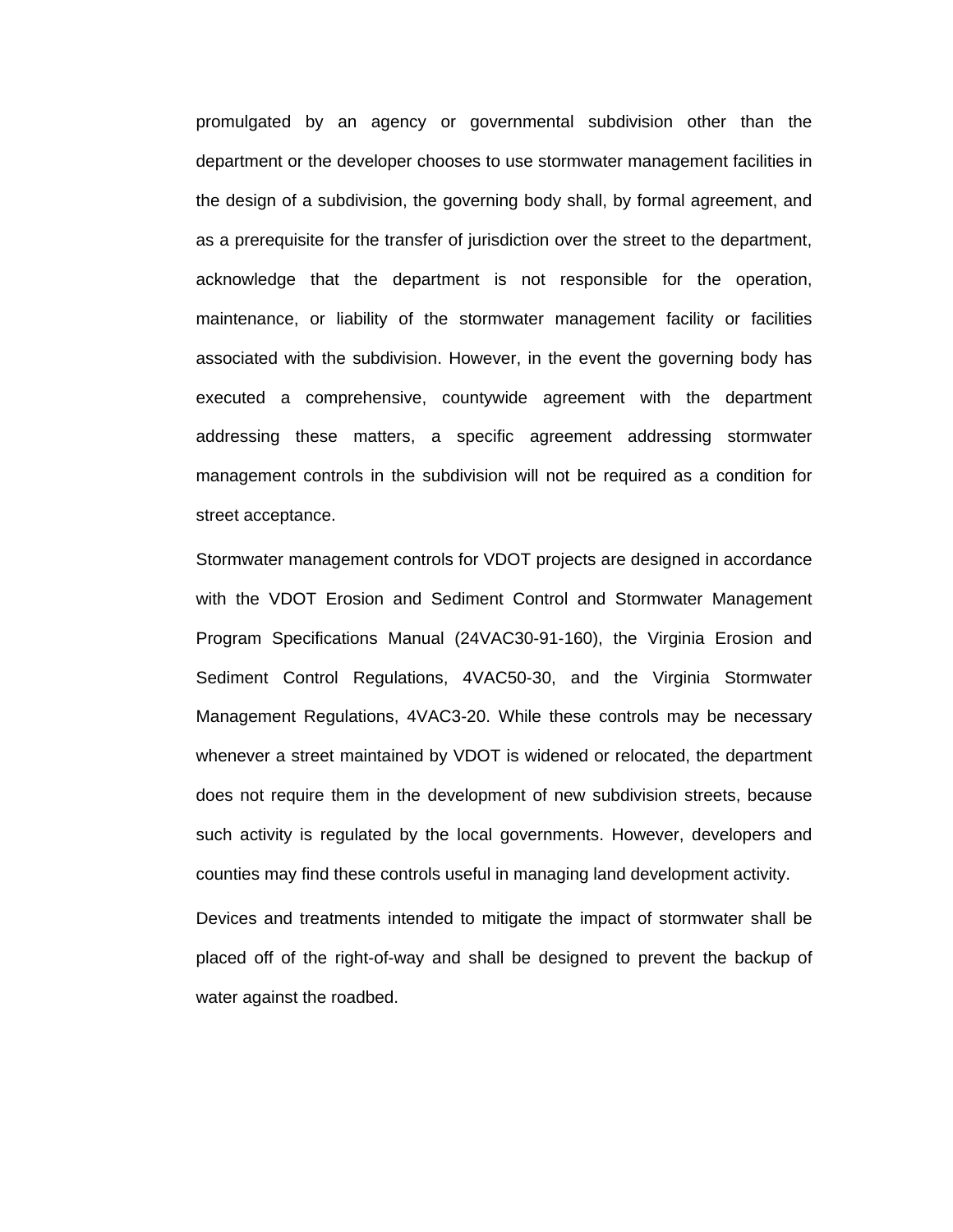promulgated by an agency or governmental subdivision other than the department or the developer chooses to use stormwater management facilities in the design of a subdivision, the governing body shall, by formal agreement, and as a prerequisite for the transfer of jurisdiction over the street to the department, acknowledge that the department is not responsible for the operation, maintenance, or liability of the stormwater management facility or facilities associated with the subdivision. However, in the event the governing body has executed a comprehensive, countywide agreement with the department addressing these matters, a specific agreement addressing stormwater management controls in the subdivision will not be required as a condition for street acceptance.

Stormwater management controls for VDOT projects are designed in accordance with the VDOT Erosion and Sediment Control and Stormwater Management Program Specifications Manual (24VAC30-91-160), the Virginia Erosion and Sediment Control Regulations, 4VAC50-30, and the Virginia Stormwater Management Regulations, 4VAC3-20. While these controls may be necessary whenever a street maintained by VDOT is widened or relocated, the department does not require them in the development of new subdivision streets, because such activity is regulated by the local governments. However, developers and counties may find these controls useful in managing land development activity.

Devices and treatments intended to mitigate the impact of stormwater shall be placed off of the right-of-way and shall be designed to prevent the backup of water against the roadbed.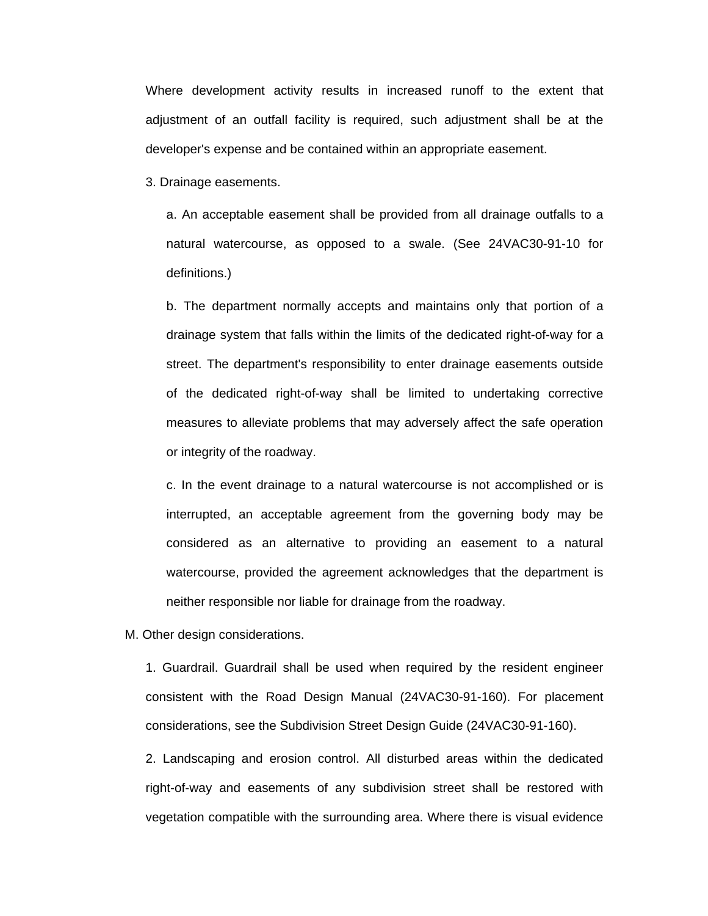Where development activity results in increased runoff to the extent that adjustment of an outfall facility is required, such adjustment shall be at the developer's expense and be contained within an appropriate easement.

3. Drainage easements.

a. An acceptable easement shall be provided from all drainage outfalls to a natural watercourse, as opposed to a swale. (See 24VAC30-91-10 for definitions.)

b. The department normally accepts and maintains only that portion of a drainage system that falls within the limits of the dedicated right-of-way for a street. The department's responsibility to enter drainage easements outside of the dedicated right-of-way shall be limited to undertaking corrective measures to alleviate problems that may adversely affect the safe operation or integrity of the roadway.

c. In the event drainage to a natural watercourse is not accomplished or is interrupted, an acceptable agreement from the governing body may be considered as an alternative to providing an easement to a natural watercourse, provided the agreement acknowledges that the department is neither responsible nor liable for drainage from the roadway.

M. Other design considerations.

1. Guardrail. Guardrail shall be used when required by the resident engineer consistent with the Road Design Manual (24VAC30-91-160). For placement considerations, see the Subdivision Street Design Guide (24VAC30-91-160).

2. Landscaping and erosion control. All disturbed areas within the dedicated right-of-way and easements of any subdivision street shall be restored with vegetation compatible with the surrounding area. Where there is visual evidence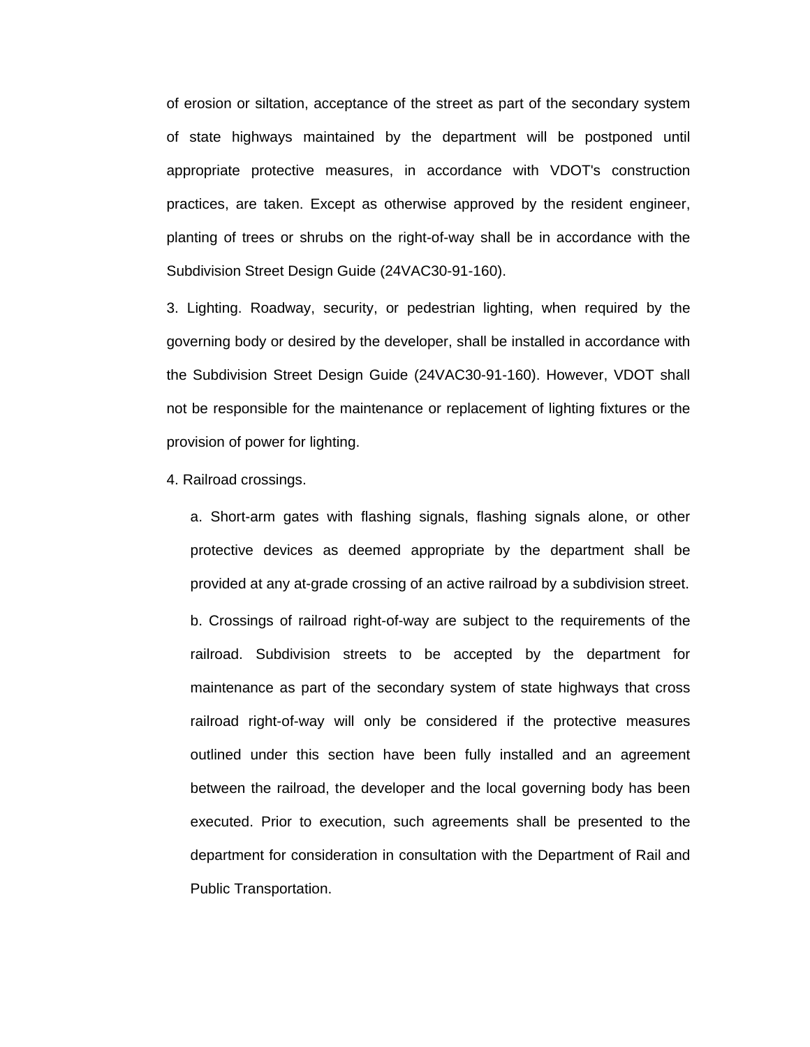of erosion or siltation, acceptance of the street as part of the secondary system of state highways maintained by the department will be postponed until appropriate protective measures, in accordance with VDOT's construction practices, are taken. Except as otherwise approved by the resident engineer, planting of trees or shrubs on the right-of-way shall be in accordance with the Subdivision Street Design Guide (24VAC30-91-160).

3. Lighting. Roadway, security, or pedestrian lighting, when required by the governing body or desired by the developer, shall be installed in accordance with the Subdivision Street Design Guide (24VAC30-91-160). However, VDOT shall not be responsible for the maintenance or replacement of lighting fixtures or the provision of power for lighting.

4. Railroad crossings.

a. Short-arm gates with flashing signals, flashing signals alone, or other protective devices as deemed appropriate by the department shall be provided at any at-grade crossing of an active railroad by a subdivision street.

b. Crossings of railroad right-of-way are subject to the requirements of the railroad. Subdivision streets to be accepted by the department for maintenance as part of the secondary system of state highways that cross railroad right-of-way will only be considered if the protective measures outlined under this section have been fully installed and an agreement between the railroad, the developer and the local governing body has been executed. Prior to execution, such agreements shall be presented to the department for consideration in consultation with the Department of Rail and Public Transportation.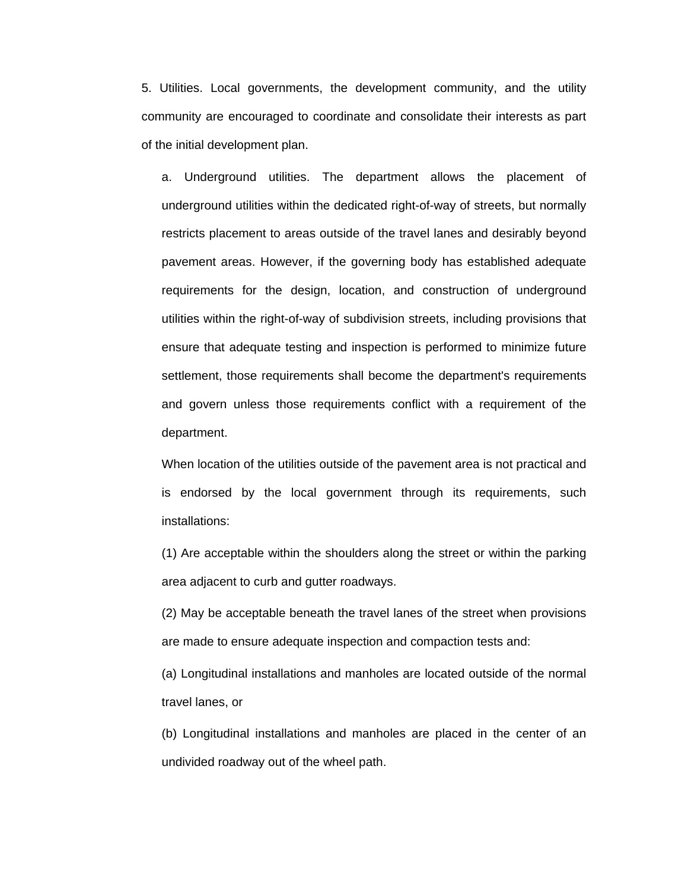5. Utilities. Local governments, the development community, and the utility community are encouraged to coordinate and consolidate their interests as part of the initial development plan.

a. Underground utilities. The department allows the placement of underground utilities within the dedicated right-of-way of streets, but normally restricts placement to areas outside of the travel lanes and desirably beyond pavement areas. However, if the governing body has established adequate requirements for the design, location, and construction of underground utilities within the right-of-way of subdivision streets, including provisions that ensure that adequate testing and inspection is performed to minimize future settlement, those requirements shall become the department's requirements and govern unless those requirements conflict with a requirement of the department.

When location of the utilities outside of the pavement area is not practical and is endorsed by the local government through its requirements, such installations:

(1) Are acceptable within the shoulders along the street or within the parking area adjacent to curb and gutter roadways.

(2) May be acceptable beneath the travel lanes of the street when provisions are made to ensure adequate inspection and compaction tests and:

(a) Longitudinal installations and manholes are located outside of the normal travel lanes, or

(b) Longitudinal installations and manholes are placed in the center of an undivided roadway out of the wheel path.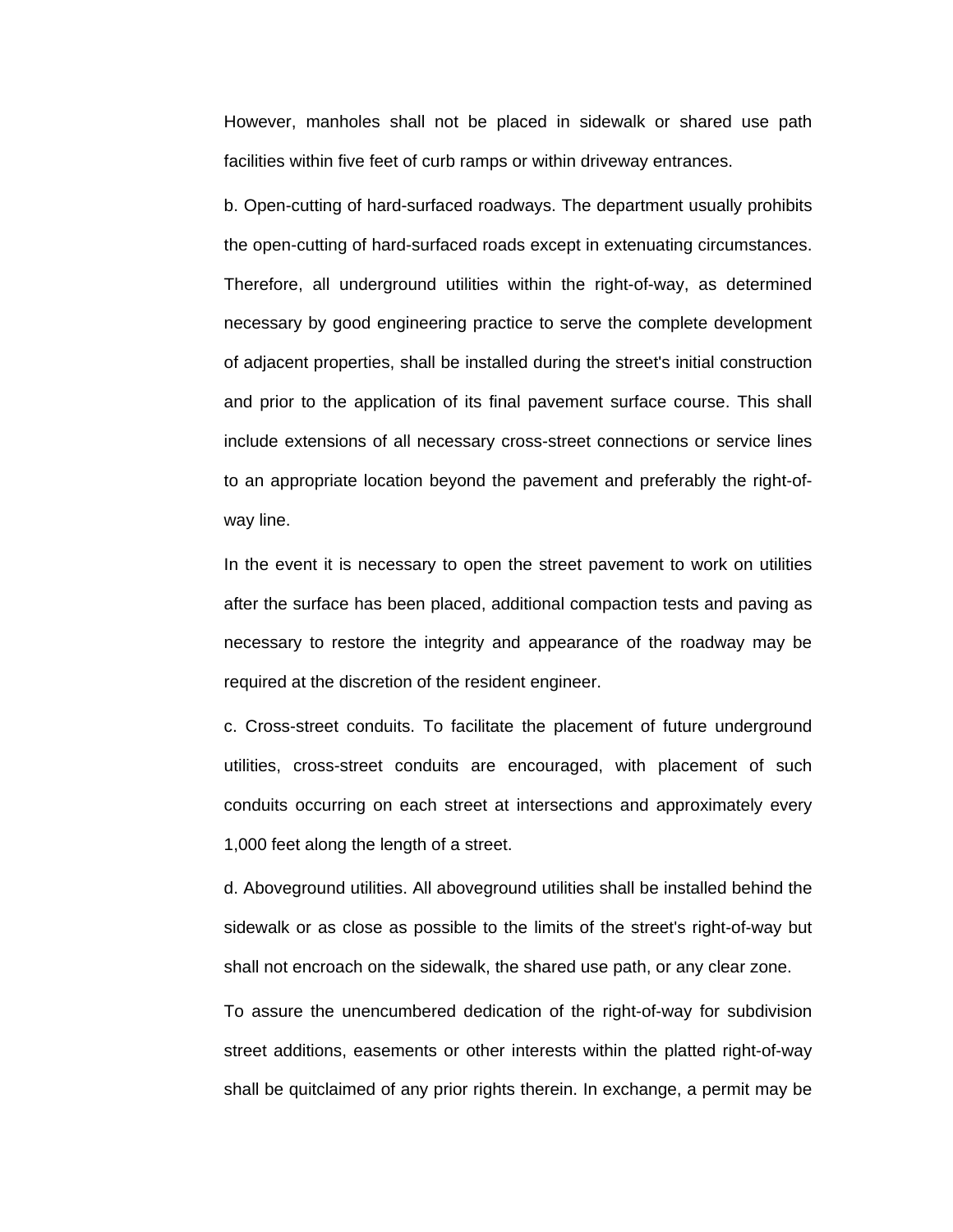However, manholes shall not be placed in sidewalk or shared use path facilities within five feet of curb ramps or within driveway entrances.

b. Open-cutting of hard-surfaced roadways. The department usually prohibits the open-cutting of hard-surfaced roads except in extenuating circumstances. Therefore, all underground utilities within the right-of-way, as determined necessary by good engineering practice to serve the complete development of adjacent properties, shall be installed during the street's initial construction and prior to the application of its final pavement surface course. This shall include extensions of all necessary cross-street connections or service lines to an appropriate location beyond the pavement and preferably the right-of-way line.

In the event it is necessary to open the street pavement to work on utilities after the surface has been placed, additional compaction tests and paving as necessary to restore the integrity and appearance of the roadway may be required at the discretion of the resident engineer.

c. Cross-street conduits. To facilitate the placement of future underground utilities, cross-street conduits are encouraged, with placement of such conduits occurring on each street at intersections and approximately every 1,000 feet along the length of a street.

d. Aboveground utilities. All aboveground utilities shall be installed behind the sidewalk or as close as possible to the limits of the street's right-of-way but shall not encroach on the sidewalk, the shared use path, or any clear zone.

To assure the unencumbered dedication of the right-of-way for subdivision street additions, easements or other interests within the platted right-of-way shall be quitclaimed of any prior rights therein. In exchange, a permit may be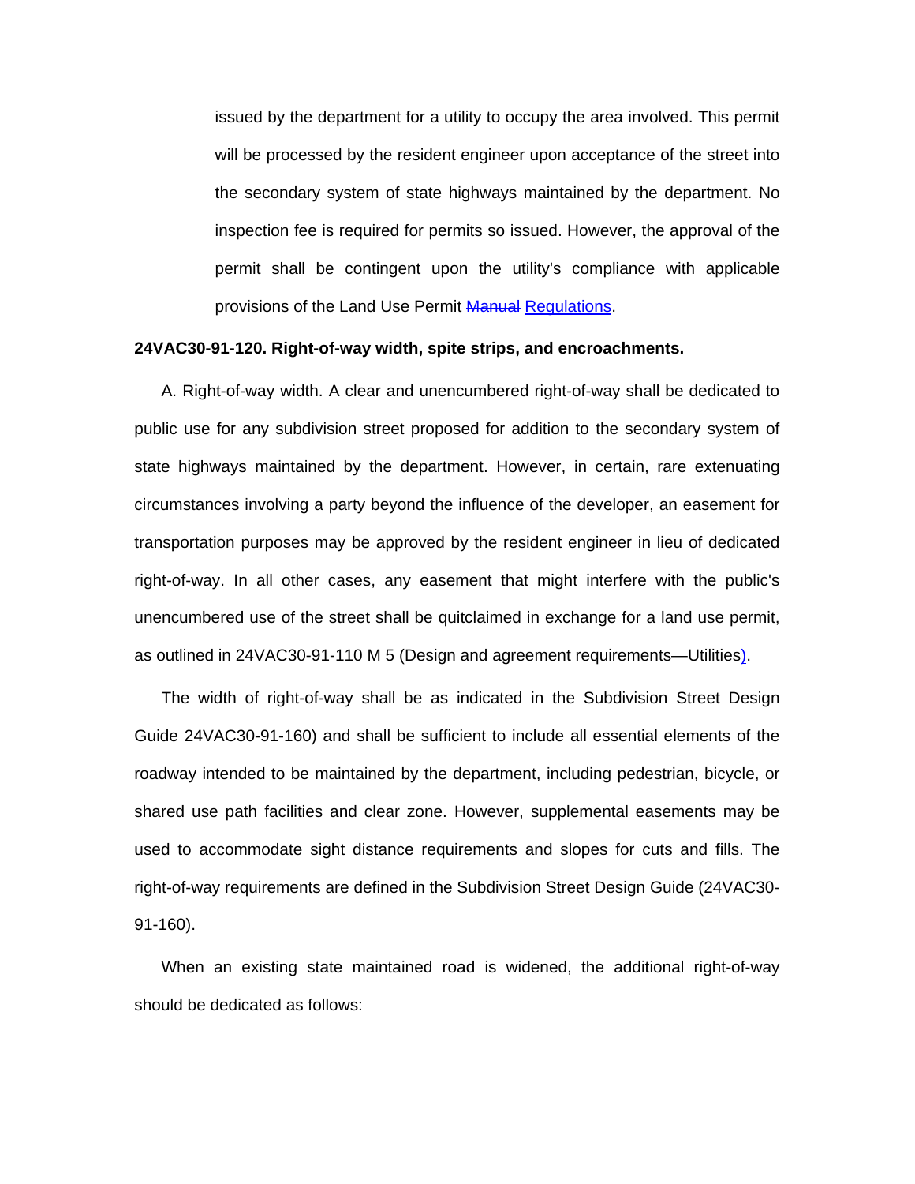issued by the department for a utility to occupy the area involved. This permit will be processed by the resident engineer upon acceptance of the street into the secondary system of state highways maintained by the department. No inspection fee is required for permits so issued. However, the approval of the permit shall be contingent upon the utility's compliance with applicable provisions of the Land Use Permit ~~Manual~~ Regulations.

**24VAC30-91-120. Right-of-way width, spite strips, and encroachments.**

A. Right-of-way width. A clear and unencumbered right-of-way shall be dedicated to public use for any subdivision street proposed for addition to the secondary system of state highways maintained by the department. However, in certain, rare extenuating circumstances involving a party beyond the influence of the developer, an easement for transportation purposes may be approved by the resident engineer in lieu of dedicated right-of-way. In all other cases, any easement that might interfere with the public's unencumbered use of the street shall be quitclaimed in exchange for a land use permit, as outlined in 24VAC30-91-110 M 5 (Design and agreement requirements—Utilities).

The width of right-of-way shall be as indicated in the Subdivision Street Design Guide 24VAC30-91-160) and shall be sufficient to include all essential elements of the roadway intended to be maintained by the department, including pedestrian, bicycle, or shared use path facilities and clear zone. However, supplemental easements may be used to accommodate sight distance requirements and slopes for cuts and fills. The right-of-way requirements are defined in the Subdivision Street Design Guide (24VAC30-91-160).

When an existing state maintained road is widened, the additional right-of-way should be dedicated as follows: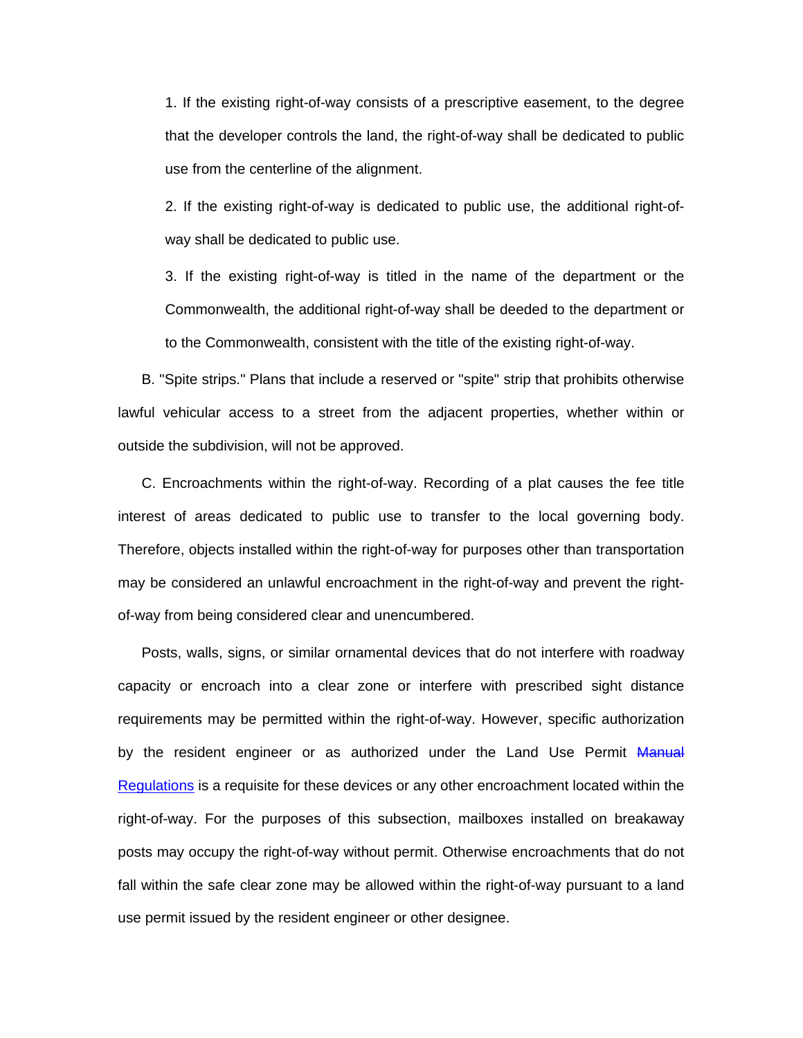1. If the existing right-of-way consists of a prescriptive easement, to the degree that the developer controls the land, the right-of-way shall be dedicated to public use from the centerline of the alignment.

2. If the existing right-of-way is dedicated to public use, the additional right-of-way shall be dedicated to public use.

3. If the existing right-of-way is titled in the name of the department or the Commonwealth, the additional right-of-way shall be deeded to the department or to the Commonwealth, consistent with the title of the existing right-of-way.

B. "Spite strips." Plans that include a reserved or "spite" strip that prohibits otherwise lawful vehicular access to a street from the adjacent properties, whether within or outside the subdivision, will not be approved.

C. Encroachments within the right-of-way. Recording of a plat causes the fee title interest of areas dedicated to public use to transfer to the local governing body. Therefore, objects installed within the right-of-way for purposes other than transportation may be considered an unlawful encroachment in the right-of-way and prevent the right-of-way from being considered clear and unencumbered.

Posts, walls, signs, or similar ornamental devices that do not interfere with roadway capacity or encroach into a clear zone or interfere with prescribed sight distance requirements may be permitted within the right-of-way. However, specific authorization by the resident engineer or as authorized under the Land Use Permit ~~Manual~~ Regulations is a requisite for these devices or any other encroachment located within the right-of-way. For the purposes of this subsection, mailboxes installed on breakaway posts may occupy the right-of-way without permit. Otherwise encroachments that do not fall within the safe clear zone may be allowed within the right-of-way pursuant to a land use permit issued by the resident engineer or other designee.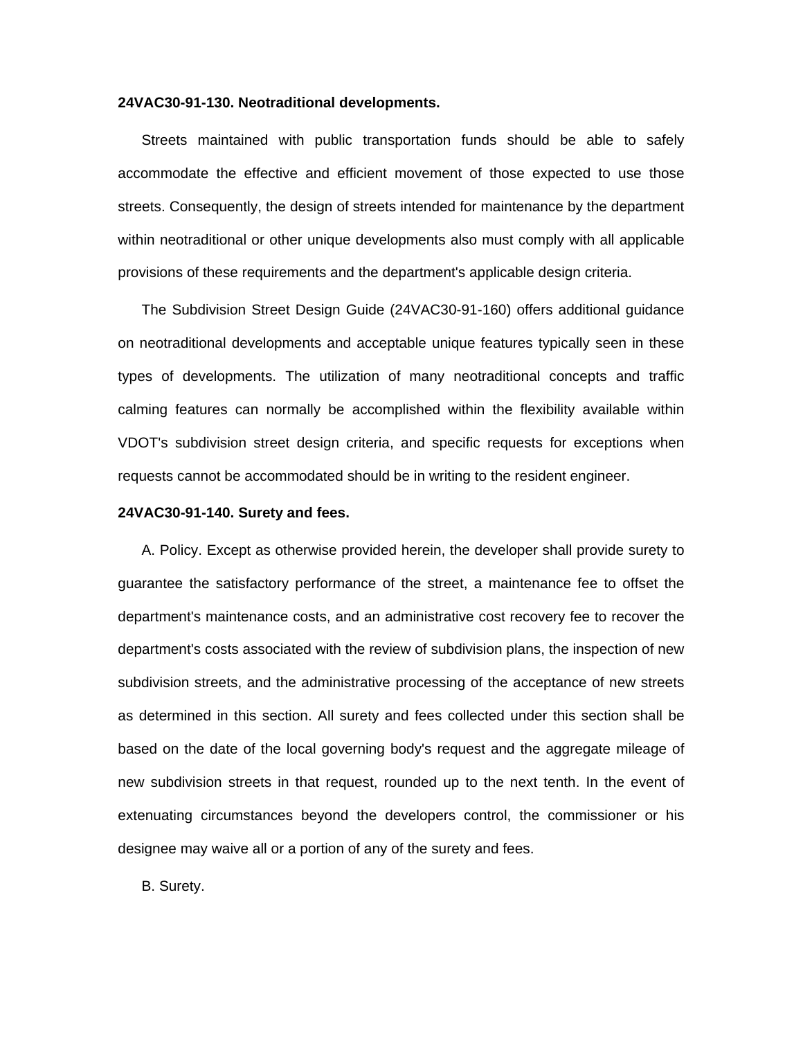**24VAC30-91-130. Neotraditional developments.**

Streets maintained with public transportation funds should be able to safely accommodate the effective and efficient movement of those expected to use those streets. Consequently, the design of streets intended for maintenance by the department within neotraditional or other unique developments also must comply with all applicable provisions of these requirements and the department's applicable design criteria.

The Subdivision Street Design Guide (24VAC30-91-160) offers additional guidance on neotraditional developments and acceptable unique features typically seen in these types of developments. The utilization of many neotraditional concepts and traffic calming features can normally be accomplished within the flexibility available within VDOT's subdivision street design criteria, and specific requests for exceptions when requests cannot be accommodated should be in writing to the resident engineer.

**24VAC30-91-140. Surety and fees.**

A. Policy. Except as otherwise provided herein, the developer shall provide surety to guarantee the satisfactory performance of the street, a maintenance fee to offset the department's maintenance costs, and an administrative cost recovery fee to recover the department's costs associated with the review of subdivision plans, the inspection of new subdivision streets, and the administrative processing of the acceptance of new streets as determined in this section. All surety and fees collected under this section shall be based on the date of the local governing body's request and the aggregate mileage of new subdivision streets in that request, rounded up to the next tenth. In the event of extenuating circumstances beyond the developers control, the commissioner or his designee may waive all or a portion of any of the surety and fees.

B. Surety.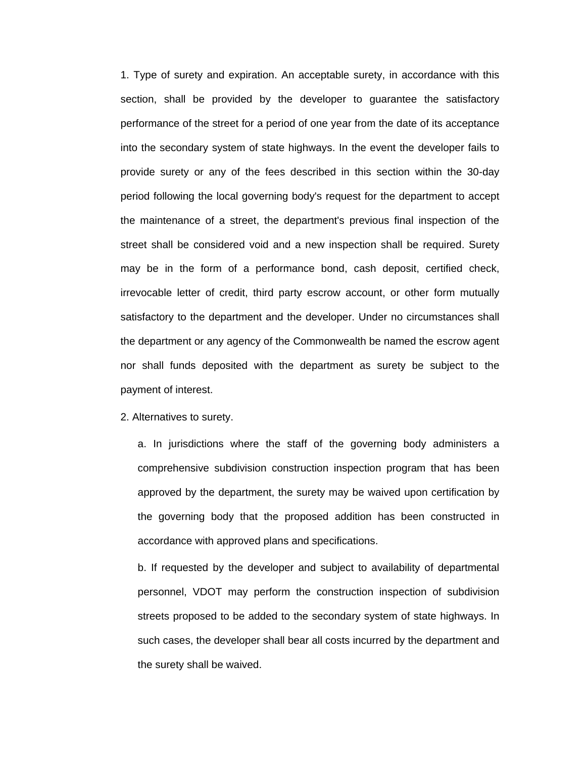1. Type of surety and expiration. An acceptable surety, in accordance with this section, shall be provided by the developer to guarantee the satisfactory performance of the street for a period of one year from the date of its acceptance into the secondary system of state highways. In the event the developer fails to provide surety or any of the fees described in this section within the 30-day period following the local governing body's request for the department to accept the maintenance of a street, the department's previous final inspection of the street shall be considered void and a new inspection shall be required. Surety may be in the form of a performance bond, cash deposit, certified check, irrevocable letter of credit, third party escrow account, or other form mutually satisfactory to the department and the developer. Under no circumstances shall the department or any agency of the Commonwealth be named the escrow agent nor shall funds deposited with the department as surety be subject to the payment of interest.

2. Alternatives to surety.

   a. In jurisdictions where the staff of the governing body administers a comprehensive subdivision construction inspection program that has been approved by the department, the surety may be waived upon certification by the governing body that the proposed addition has been constructed in accordance with approved plans and specifications.

   b. If requested by the developer and subject to availability of departmental personnel, VDOT may perform the construction inspection of subdivision streets proposed to be added to the secondary system of state highways. In such cases, the developer shall bear all costs incurred by the department and the surety shall be waived.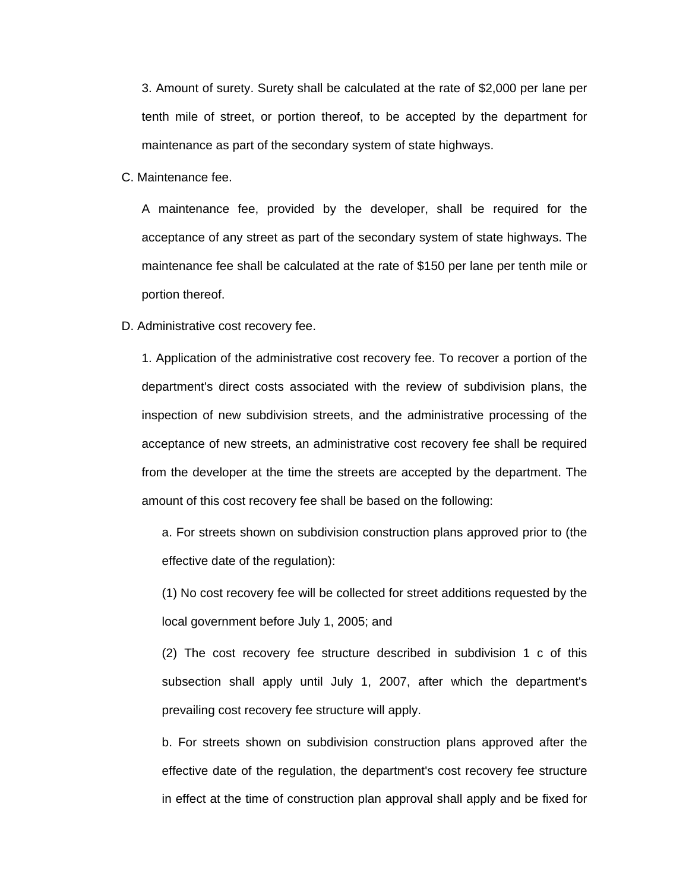3. Amount of surety. Surety shall be calculated at the rate of $2,000 per lane per tenth mile of street, or portion thereof, to be accepted by the department for maintenance as part of the secondary system of state highways.

C. Maintenance fee.

A maintenance fee, provided by the developer, shall be required for the acceptance of any street as part of the secondary system of state highways. The maintenance fee shall be calculated at the rate of $150 per lane per tenth mile or portion thereof.

D. Administrative cost recovery fee.

1. Application of the administrative cost recovery fee. To recover a portion of the department's direct costs associated with the review of subdivision plans, the inspection of new subdivision streets, and the administrative processing of the acceptance of new streets, an administrative cost recovery fee shall be required from the developer at the time the streets are accepted by the department. The amount of this cost recovery fee shall be based on the following:

a. For streets shown on subdivision construction plans approved prior to (the effective date of the regulation):

(1) No cost recovery fee will be collected for street additions requested by the local government before July 1, 2005; and

(2) The cost recovery fee structure described in subdivision 1 c of this subsection shall apply until July 1, 2007, after which the department's prevailing cost recovery fee structure will apply.

b. For streets shown on subdivision construction plans approved after the effective date of the regulation, the department's cost recovery fee structure in effect at the time of construction plan approval shall apply and be fixed for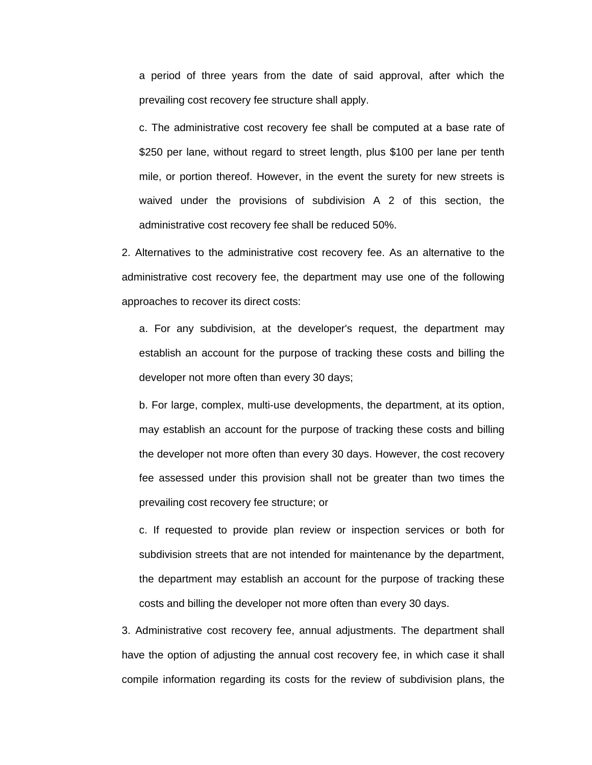a period of three years from the date of said approval, after which the prevailing cost recovery fee structure shall apply.

c. The administrative cost recovery fee shall be computed at a base rate of $250 per lane, without regard to street length, plus $100 per lane per tenth mile, or portion thereof. However, in the event the surety for new streets is waived under the provisions of subdivision A 2 of this section, the administrative cost recovery fee shall be reduced 50%.

2. Alternatives to the administrative cost recovery fee. As an alternative to the administrative cost recovery fee, the department may use one of the following approaches to recover its direct costs:

a. For any subdivision, at the developer's request, the department may establish an account for the purpose of tracking these costs and billing the developer not more often than every 30 days;

b. For large, complex, multi-use developments, the department, at its option, may establish an account for the purpose of tracking these costs and billing the developer not more often than every 30 days. However, the cost recovery fee assessed under this provision shall not be greater than two times the prevailing cost recovery fee structure; or

c. If requested to provide plan review or inspection services or both for subdivision streets that are not intended for maintenance by the department, the department may establish an account for the purpose of tracking these costs and billing the developer not more often than every 30 days.

3. Administrative cost recovery fee, annual adjustments. The department shall have the option of adjusting the annual cost recovery fee, in which case it shall compile information regarding its costs for the review of subdivision plans, the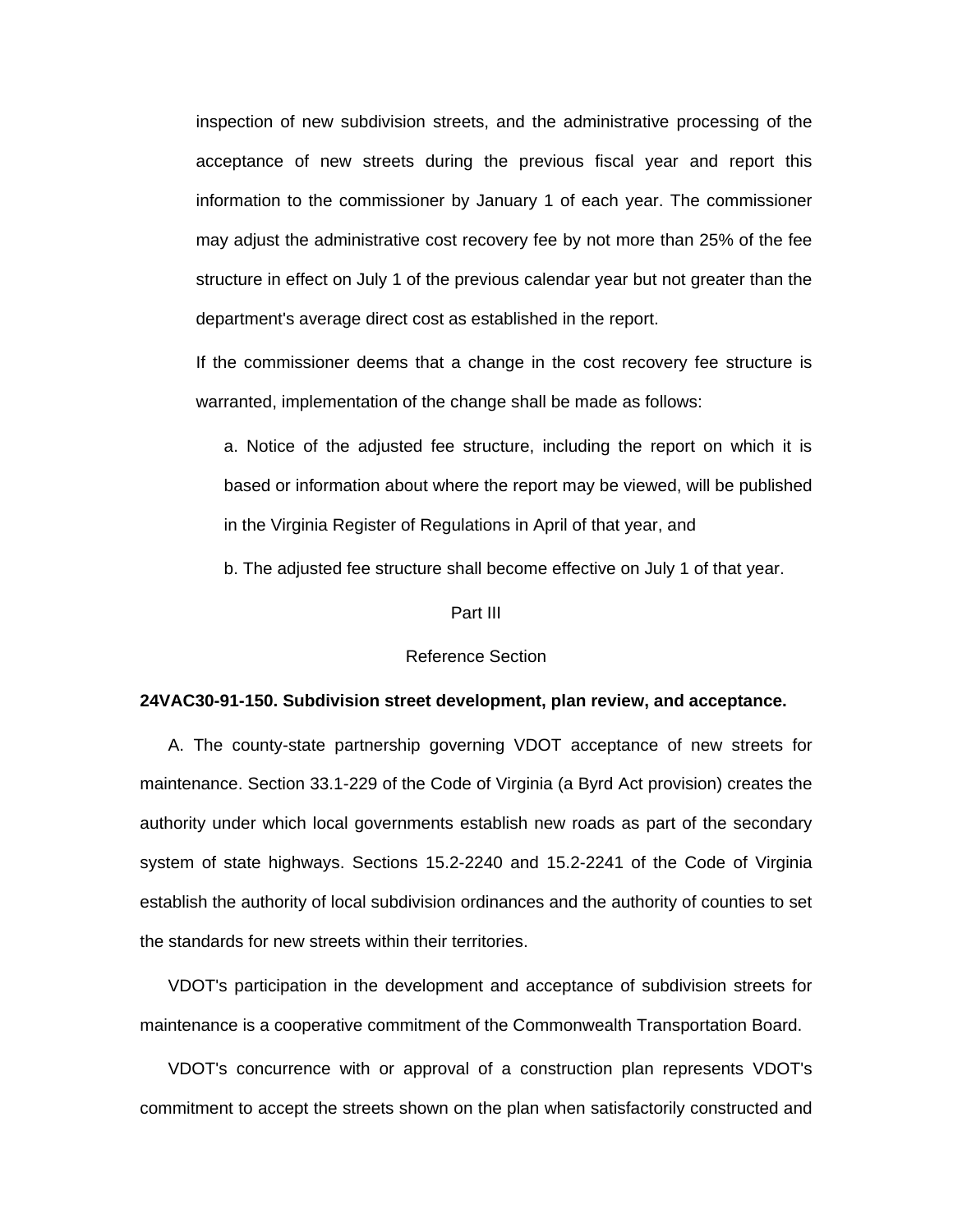inspection of new subdivision streets, and the administrative processing of the acceptance of new streets during the previous fiscal year and report this information to the commissioner by January 1 of each year. The commissioner may adjust the administrative cost recovery fee by not more than 25% of the fee structure in effect on July 1 of the previous calendar year but not greater than the department's average direct cost as established in the report.

If the commissioner deems that a change in the cost recovery fee structure is warranted, implementation of the change shall be made as follows:

a. Notice of the adjusted fee structure, including the report on which it is based or information about where the report may be viewed, will be published in the Virginia Register of Regulations in April of that year, and

b. The adjusted fee structure shall become effective on July 1 of that year.

Part III

Reference Section

**24VAC30-91-150. Subdivision street development, plan review, and acceptance.**

A. The county-state partnership governing VDOT acceptance of new streets for maintenance. Section 33.1-229 of the Code of Virginia (a Byrd Act provision) creates the authority under which local governments establish new roads as part of the secondary system of state highways. Sections 15.2-2240 and 15.2-2241 of the Code of Virginia establish the authority of local subdivision ordinances and the authority of counties to set the standards for new streets within their territories.

VDOT's participation in the development and acceptance of subdivision streets for maintenance is a cooperative commitment of the Commonwealth Transportation Board.

VDOT's concurrence with or approval of a construction plan represents VDOT's commitment to accept the streets shown on the plan when satisfactorily constructed and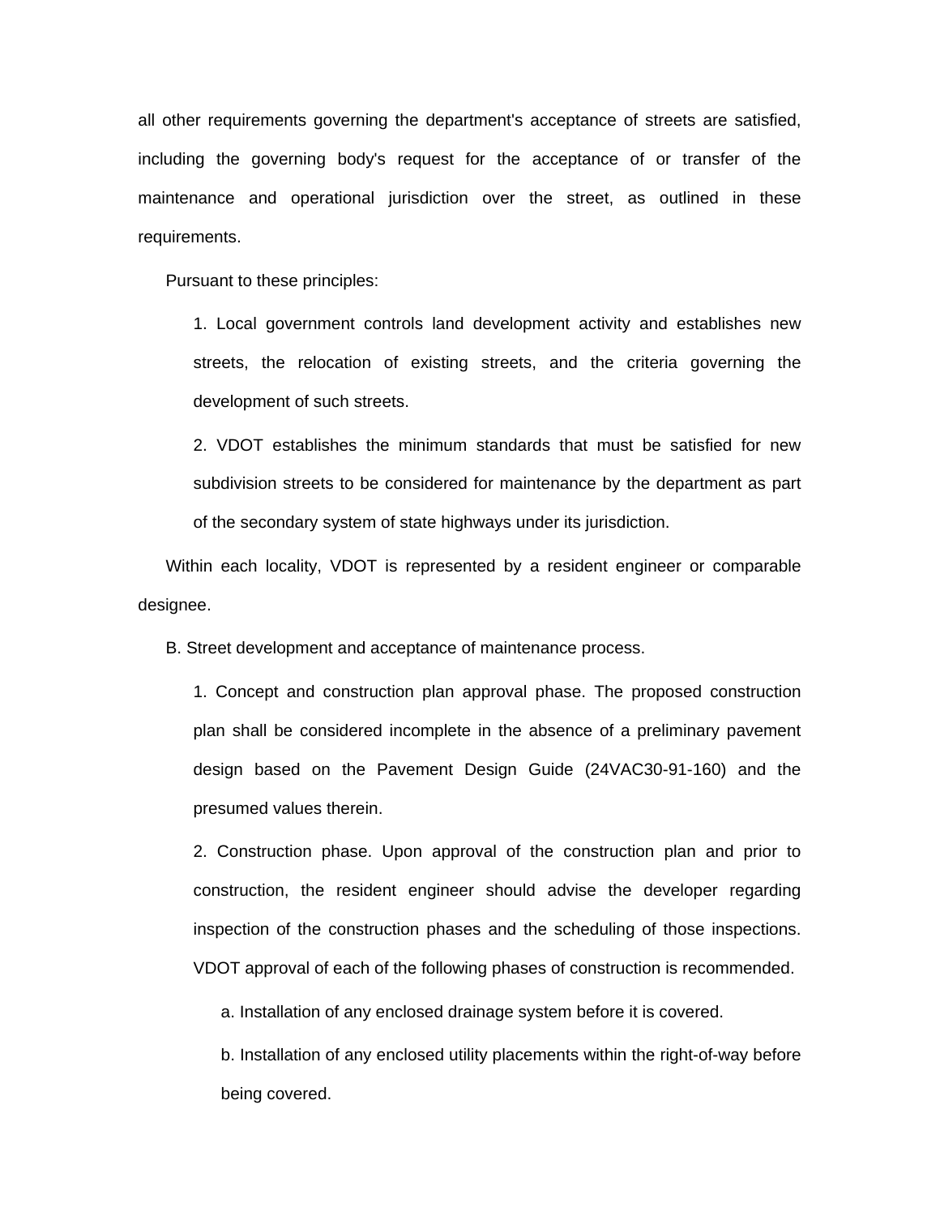all other requirements governing the department's acceptance of streets are satisfied, including the governing body's request for the acceptance of or transfer of the maintenance and operational jurisdiction over the street, as outlined in these requirements.

Pursuant to these principles:

1. Local government controls land development activity and establishes new streets, the relocation of existing streets, and the criteria governing the development of such streets.

2. VDOT establishes the minimum standards that must be satisfied for new subdivision streets to be considered for maintenance by the department as part of the secondary system of state highways under its jurisdiction.

Within each locality, VDOT is represented by a resident engineer or comparable designee.

B. Street development and acceptance of maintenance process.

1. Concept and construction plan approval phase. The proposed construction plan shall be considered incomplete in the absence of a preliminary pavement design based on the Pavement Design Guide (24VAC30-91-160) and the presumed values therein.

2. Construction phase. Upon approval of the construction plan and prior to construction, the resident engineer should advise the developer regarding inspection of the construction phases and the scheduling of those inspections. VDOT approval of each of the following phases of construction is recommended.

   a. Installation of any enclosed drainage system before it is covered.

   b. Installation of any enclosed utility placements within the right-of-way before being covered.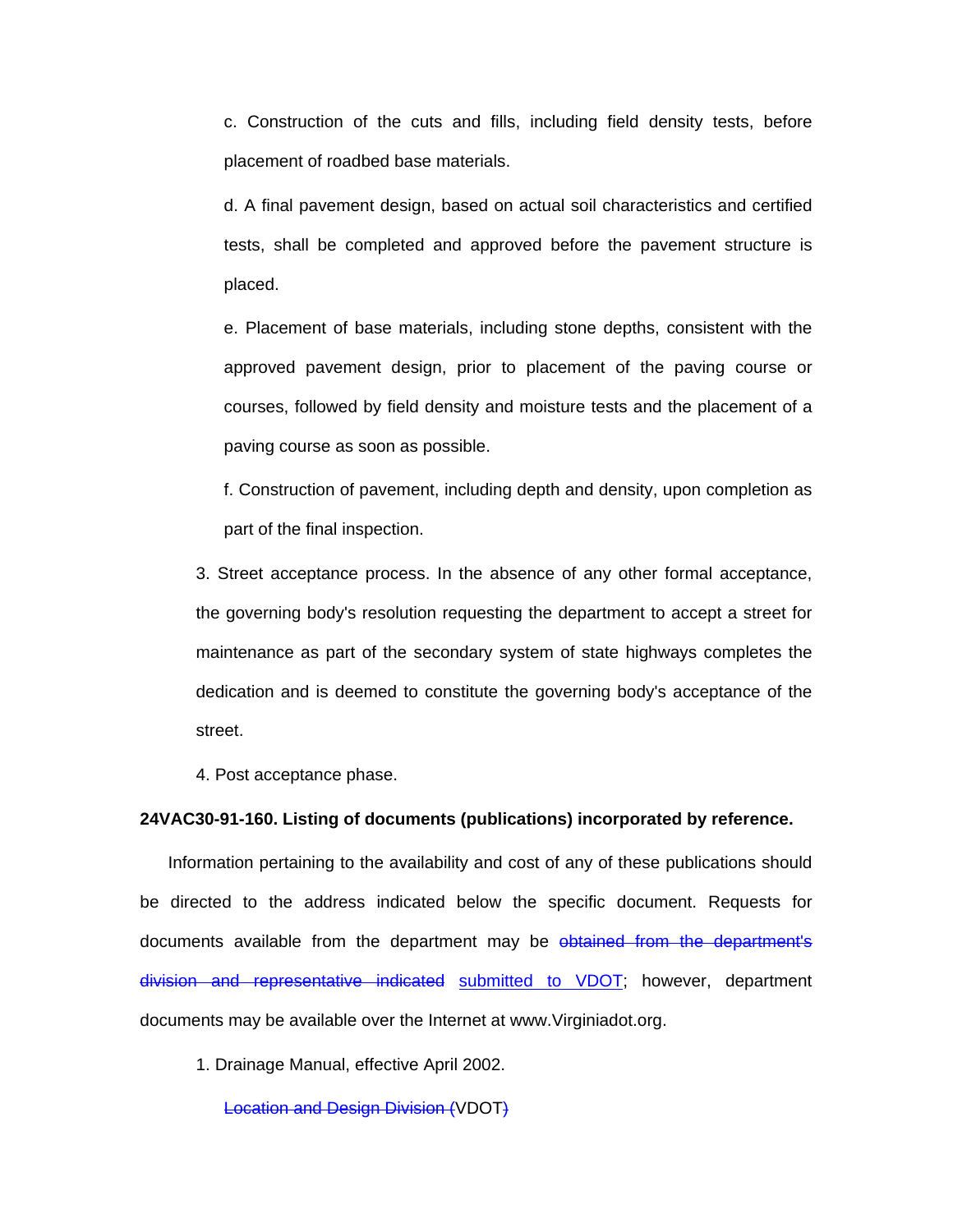c. Construction of the cuts and fills, including field density tests, before placement of roadbed base materials.

d. A final pavement design, based on actual soil characteristics and certified tests, shall be completed and approved before the pavement structure is placed.

e. Placement of base materials, including stone depths, consistent with the approved pavement design, prior to placement of the paving course or courses, followed by field density and moisture tests and the placement of a paving course as soon as possible.

f. Construction of pavement, including depth and density, upon completion as part of the final inspection.

3. Street acceptance process. In the absence of any other formal acceptance, the governing body's resolution requesting the department to accept a street for maintenance as part of the secondary system of state highways completes the dedication and is deemed to constitute the governing body's acceptance of the street.

4. Post acceptance phase.

**24VAC30-91-160. Listing of documents (publications) incorporated by reference.**

Information pertaining to the availability and cost of any of these publications should be directed to the address indicated below the specific document. Requests for documents available from the department may be ~~obtained from the department's division and representative indicated~~ submitted to VDOT; however, department documents may be available over the Internet at www.Virginiadot.org.

1. Drainage Manual, effective April 2002.

~~Location and Design Division (~~VDOT~~)~~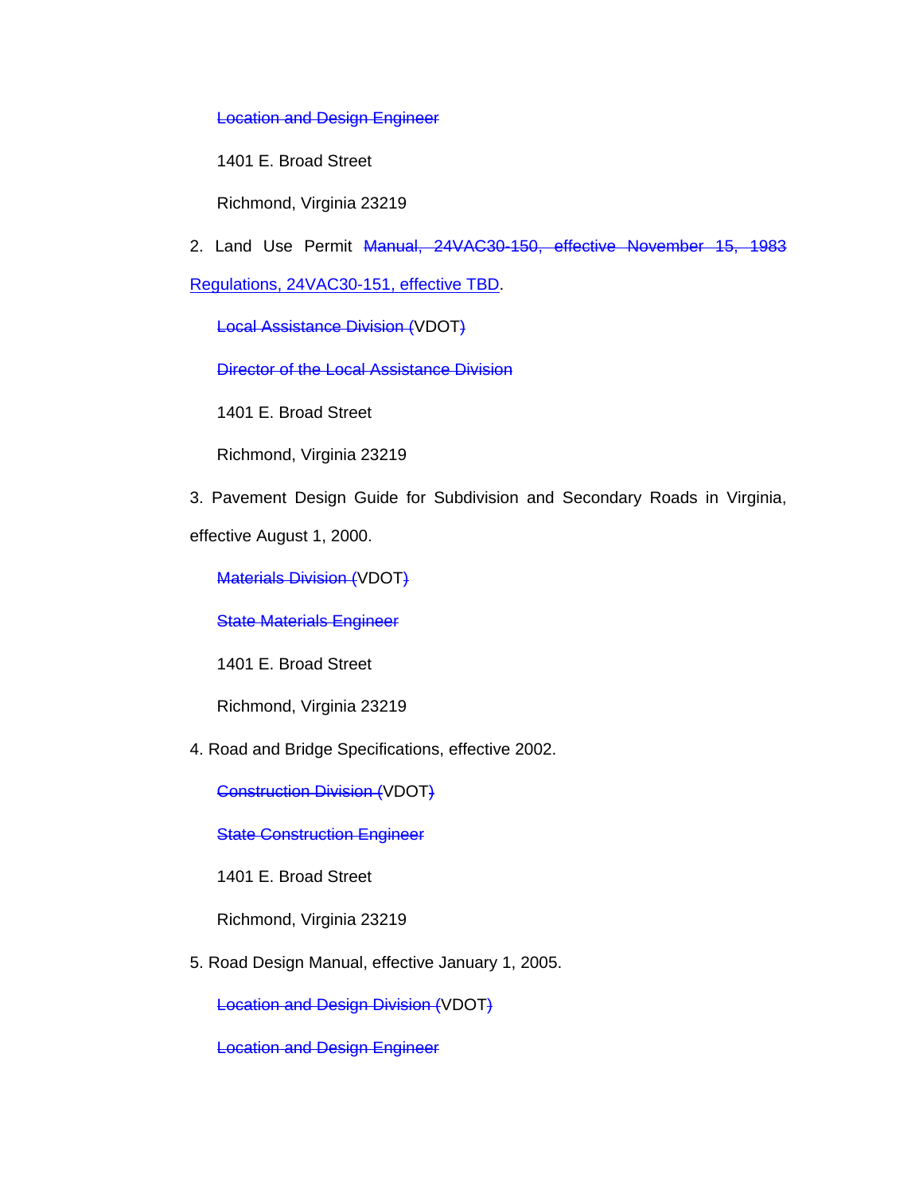~~Location and Design Engineer~~

1401 E. Broad Street

Richmond, Virginia 23219

2. Land Use Permit ~~Manual, 24VAC30-150, effective November 15, 1983~~ <u>Regulations, 24VAC30-151, effective TBD</u>.

~~Local Assistance Division (~~VDOT~~)~~

~~Director of the Local Assistance Division~~

1401 E. Broad Street

Richmond, Virginia 23219

3. Pavement Design Guide for Subdivision and Secondary Roads in Virginia, effective August 1, 2000.

~~Materials Division (~~VDOT~~)~~

~~State Materials Engineer~~

1401 E. Broad Street

Richmond, Virginia 23219

4. Road and Bridge Specifications, effective 2002.

~~Construction Division (~~VDOT~~)~~

~~State Construction Engineer~~

1401 E. Broad Street

Richmond, Virginia 23219

5. Road Design Manual, effective January 1, 2005.

~~Location and Design Division (~~VDOT~~)~~

~~Location and Design Engineer~~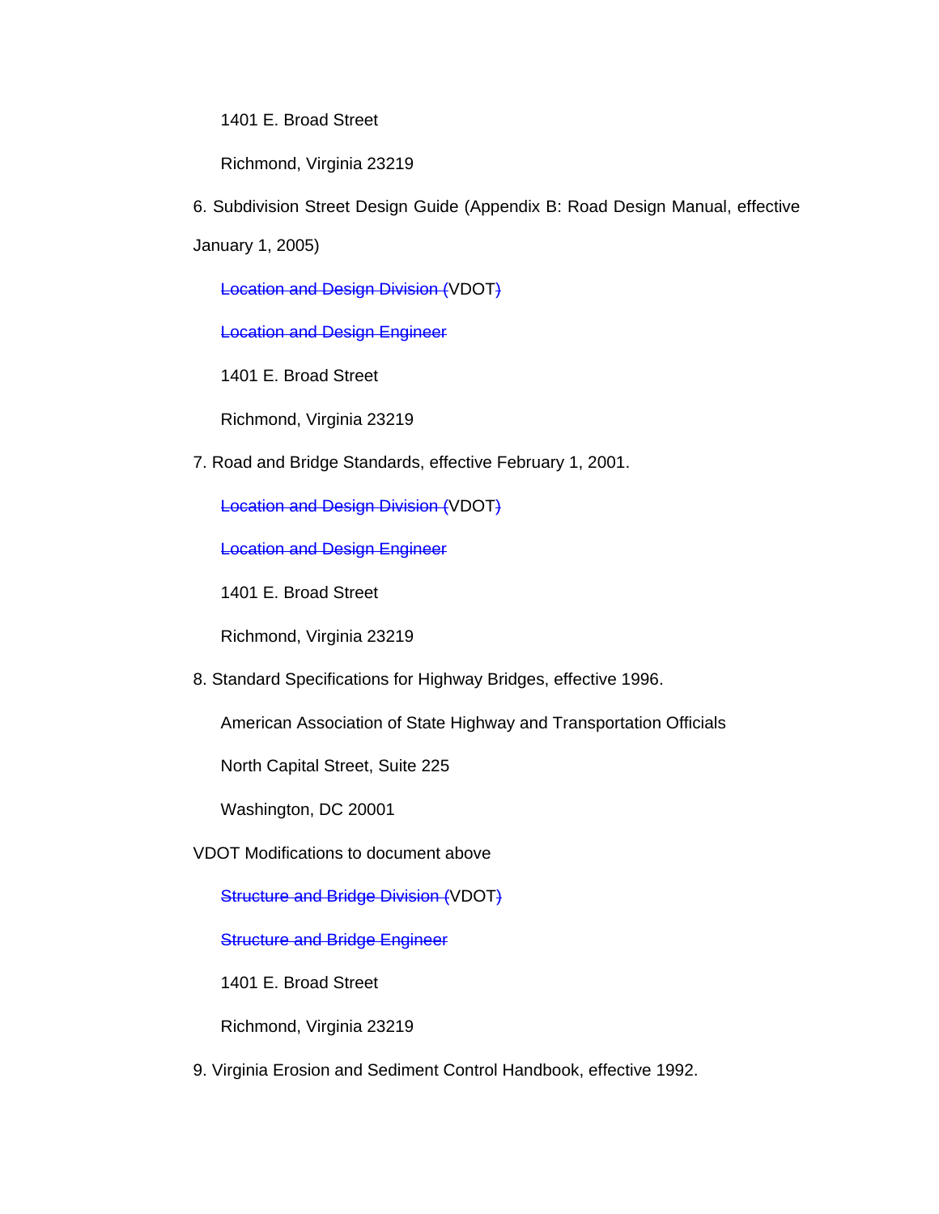1401 E. Broad Street

Richmond, Virginia 23219

6. Subdivision Street Design Guide (Appendix B: Road Design Manual, effective January 1, 2005)

~~Location and Design Division (~~VDOT~~)~~

~~Location and Design Engineer~~

1401 E. Broad Street

Richmond, Virginia 23219

7. Road and Bridge Standards, effective February 1, 2001.

~~Location and Design Division (~~VDOT~~)~~

~~Location and Design Engineer~~

1401 E. Broad Street

Richmond, Virginia 23219

8. Standard Specifications for Highway Bridges, effective 1996.

American Association of State Highway and Transportation Officials

North Capital Street, Suite 225

Washington, DC 20001

VDOT Modifications to document above

~~Structure and Bridge Division (~~VDOT~~)~~

~~Structure and Bridge Engineer~~

1401 E. Broad Street

Richmond, Virginia 23219

9. Virginia Erosion and Sediment Control Handbook, effective 1992.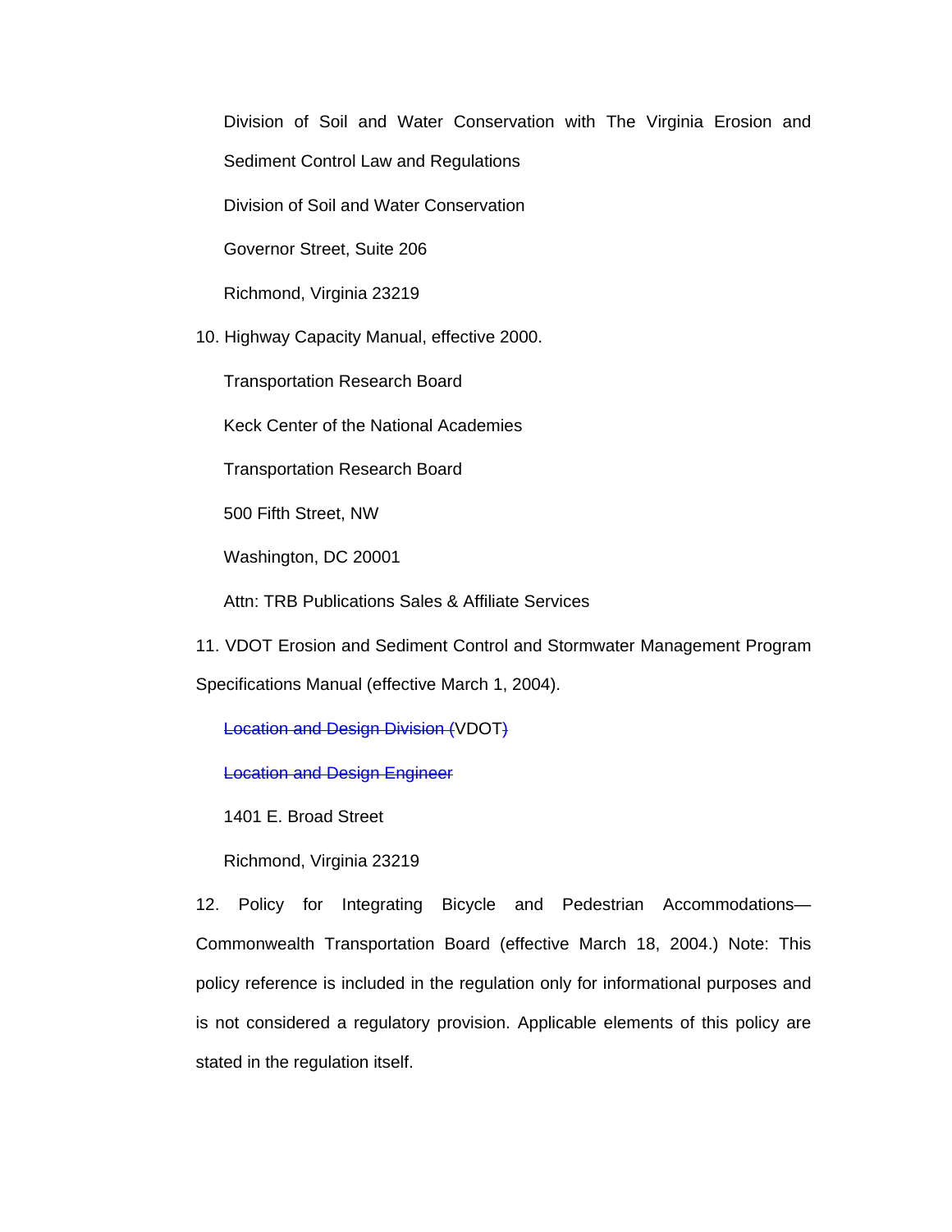Division of Soil and Water Conservation with The Virginia Erosion and Sediment Control Law and Regulations

Division of Soil and Water Conservation

Governor Street, Suite 206

Richmond, Virginia 23219

10. Highway Capacity Manual, effective 2000.

Transportation Research Board

Keck Center of the National Academies

Transportation Research Board

500 Fifth Street, NW

Washington, DC 20001

Attn: TRB Publications Sales & Affiliate Services

11. VDOT Erosion and Sediment Control and Stormwater Management Program Specifications Manual (effective March 1, 2004).

~~Location and Design Division (~~VDOT~~)~~

~~Location and Design Engineer~~

1401 E. Broad Street

Richmond, Virginia 23219

12. Policy for Integrating Bicycle and Pedestrian Accommodations—Commonwealth Transportation Board (effective March 18, 2004.) Note: This policy reference is included in the regulation only for informational purposes and is not considered a regulatory provision. Applicable elements of this policy are stated in the regulation itself.